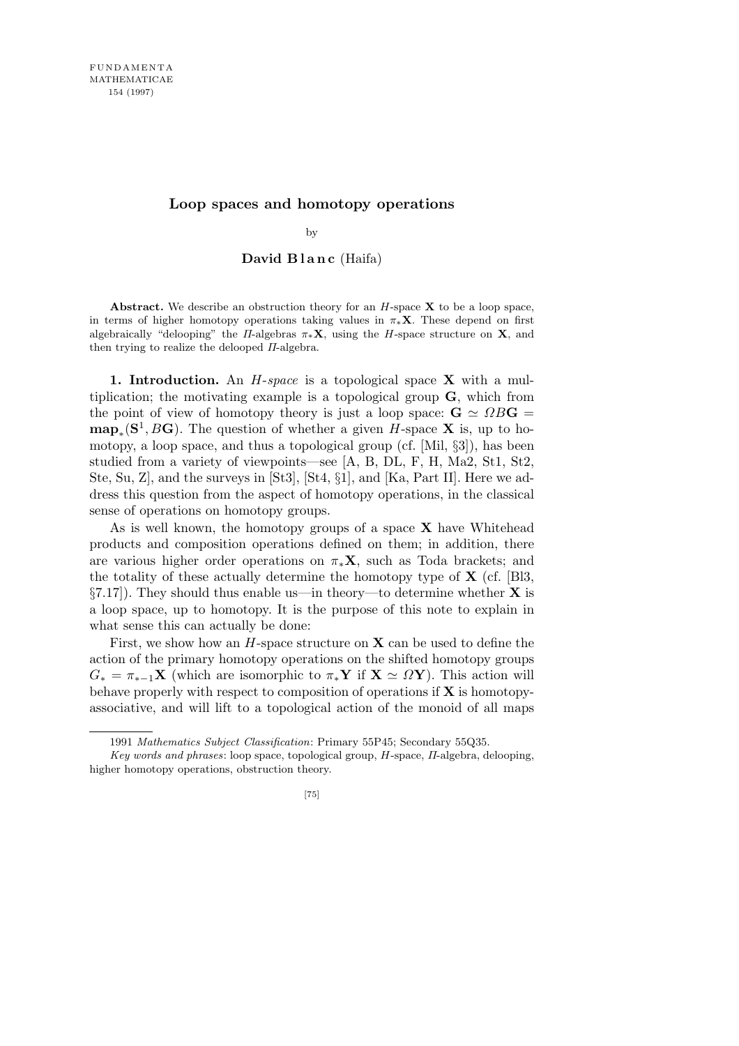# Loop spaces and homotopy operations

by

**David Blanc** (Haifa)

**Abstract.** We describe an obstruction theory for an $H$-space $\mathbf{X}$ to be a loop space, in terms of higher homotopy operations taking values in $\pi_*\mathbf{X}$. These depend on first algebraically "delooping" the $\Pi$-algebras $\pi_*\mathbf{X}$, using the $H$-space structure on $\mathbf{X}$, and then trying to realize the delooped $\Pi$-algebra.

**1. Introduction.** An *$H$-space* is a topological space $\mathbf{X}$ with a multiplication; the motivating example is a topological group $\mathbf{G}$, which from the point of view of homotopy theory is just a loop space: $\mathbf{G} \simeq \Omega B\mathbf{G} = \mathbf{map}_*(\mathbf{S}^1, B\mathbf{G})$. The question of whether a given $H$-space $\mathbf{X}$ is, up to homotopy, a loop space, and thus a topological group (cf. [Mil, §3]), has been studied from a variety of viewpoints—see [A, B, DL, F, H, Ma2, St1, St2, Ste, Su, Z], and the surveys in [St3], [St4, §1], and [Ka, Part II]. Here we address this question from the aspect of homotopy operations, in the classical sense of operations on homotopy groups.

As is well known, the homotopy groups of a space $\mathbf{X}$ have Whitehead products and composition operations defined on them; in addition, there are various higher order operations on $\pi_*\mathbf{X}$, such as Toda brackets; and the totality of these actually determine the homotopy type of $\mathbf{X}$ (cf. [Bl3, §7.17]). They should thus enable us—in theory—to determine whether $\mathbf{X}$ is a loop space, up to homotopy. It is the purpose of this note to explain in what sense this can actually be done:

First, we show how an $H$-space structure on $\mathbf{X}$ can be used to define the action of the primary homotopy operations on the shifted homotopy groups $G_* = \pi_{*-1}\mathbf{X}$ (which are isomorphic to $\pi_*\mathbf{Y}$ if $\mathbf{X} \simeq \Omega\mathbf{Y}$). This action will behave properly with respect to composition of operations if $\mathbf{X}$ is homotopy-associative, and will lift to a topological action of the monoid of all maps

1991 *Mathematics Subject Classification*: Primary 55P45; Secondary 55Q35.

*Key words and phrases*: loop space, topological group, $H$-space, $\Pi$-algebra, delooping, higher homotopy operations, obstruction theory.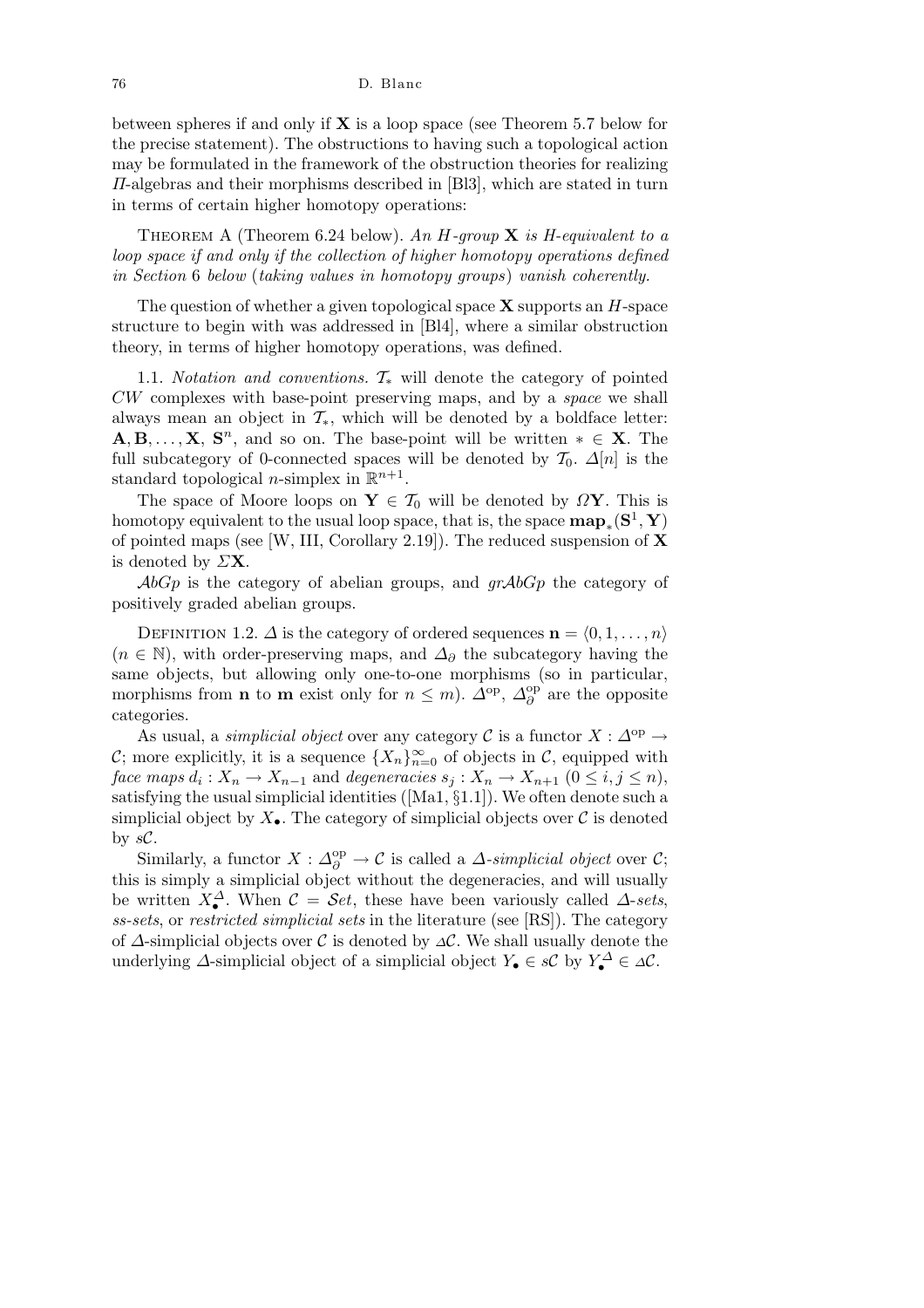between spheres if and only if $\mathbf{X}$ is a loop space (see Theorem 5.7 below for the precise statement). The obstructions to having such a topological action may be formulated in the framework of the obstruction theories for realizing $\Pi$-algebras and their morphisms described in [Bl3], which are stated in turn in terms of certain higher homotopy operations:

Theorem A (Theorem 6.24 below). *An $H$-group $\mathbf{X}$ is $H$-equivalent to a loop space if and only if the collection of higher homotopy operations defined in Section* 6 *below* (*taking values in homotopy groups*) *vanish coherently.*

The question of whether a given topological space $\mathbf{X}$ supports an $H$-space structure to begin with was addressed in [Bl4], where a similar obstruction theory, in terms of higher homotopy operations, was defined.

1.1. *Notation and conventions.* $\mathcal{T}_*$ will denote the category of pointed $CW$ complexes with base-point preserving maps, and by a *space* we shall always mean an object in $\mathcal{T}_*$, which will be denoted by a boldface letter: $\mathbf{A}, \mathbf{B}, \ldots, \mathbf{X}$, $\mathbf{S}^n$, and so on. The base-point will be written $* \in \mathbf{X}$. The full subcategory of 0-connected spaces will be denoted by $\mathcal{T}_0$. $\Delta[n]$ is the standard topological $n$-simplex in $\mathbb{R}^{n+1}$.

The space of Moore loops on $\mathbf{Y} \in \mathcal{T}_0$ will be denoted by $\Omega\mathbf{Y}$. This is homotopy equivalent to the usual loop space, that is, the space $\mathbf{map}_*(\mathbf{S}^1, \mathbf{Y})$ of pointed maps (see [W, III, Corollary 2.19]). The reduced suspension of $\mathbf{X}$ is denoted by $\Sigma\mathbf{X}$.

$\mathcal{A}b\mathcal{G}p$ is the category of abelian groups, and $gr\mathcal{A}b\mathcal{G}p$ the category of positively graded abelian groups.

Definition 1.2. $\Delta$ is the category of ordered sequences $\mathbf{n} = \langle 0, 1, \ldots, n\rangle$ ($n \in \mathbb{N}$), with order-preserving maps, and $\Delta_\partial$ the subcategory having the same objects, but allowing only one-to-one morphisms (so in particular, morphisms from $\mathbf{n}$ to $\mathbf{m}$ exist only for $n \leq m$). $\Delta^{\mathrm{op}}$, $\Delta_\partial^{\mathrm{op}}$ are the opposite categories.

As usual, a *simplicial object* over any category $\mathcal{C}$ is a functor $X : \Delta^{\mathrm{op}} \to \mathcal{C}$; more explicitly, it is a sequence $\{X_n\}_{n=0}^\infty$ of objects in $\mathcal{C}$, equipped with *face maps* $d_i : X_n \to X_{n-1}$ and *degeneracies* $s_j : X_n \to X_{n+1}$ ($0 \leq i, j \leq n$), satisfying the usual simplicial identities ([Ma1, §1.1]). We often denote such a simplicial object by $X_\bullet$. The category of simplicial objects over $\mathcal{C}$ is denoted by $s\mathcal{C}$.

Similarly, a functor $X : \Delta_\partial^{\mathrm{op}} \to \mathcal{C}$ is called a *$\Delta$-simplicial object* over $\mathcal{C}$; this is simply a simplicial object without the degeneracies, and will usually be written $X_\bullet^\Delta$. When $\mathcal{C} = \mathcal{S}et$, these have been variously called *$\Delta$-sets*, *ss-sets*, or *restricted simplicial sets* in the literature (see [RS]). The category of $\Delta$-simplicial objects over $\mathcal{C}$ is denoted by $\Delta\mathcal{C}$. We shall usually denote the underlying $\Delta$-simplicial object of a simplicial object $Y_\bullet \in s\mathcal{C}$ by $Y_\bullet^\Delta \in \Delta\mathcal{C}$.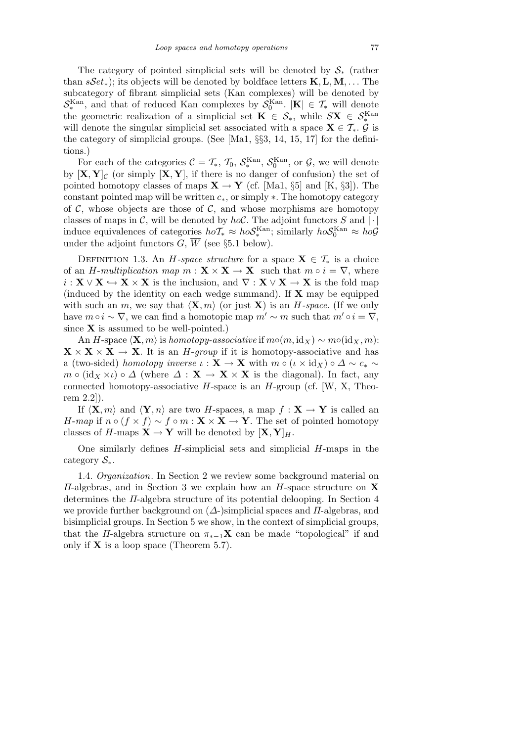The category of pointed simplicial sets will be denoted by $\mathcal{S}_*$ (rather than $s\mathcal{S}et_*$); its objects will be denoted by boldface letters $\mathbf{K}, \mathbf{L}, \mathbf{M}, \ldots$ The subcategory of fibrant simplicial sets (Kan complexes) will be denoted by $\mathcal{S}_*^{\mathrm{Kan}}$, and that of reduced Kan complexes by $\mathcal{S}_0^{\mathrm{Kan}}$. $|\mathbf{K}| \in \mathcal{T}_*$ will denote the geometric realization of a simplicial set $\mathbf{K} \in \mathcal{S}_*$, while $S\mathbf{X} \in \mathcal{S}_*^{\mathrm{Kan}}$ will denote the singular simplicial set associated with a space $\mathbf{X} \in \mathcal{T}_*$. $\mathcal{G}$ is the category of simplicial groups. (See [Ma1, §§3, 14, 15, 17] for the definitions.)

For each of the categories $\mathcal{C} = \mathcal{T}_*$, $\mathcal{T}_0$, $\mathcal{S}_*^{\mathrm{Kan}}$, $\mathcal{S}_0^{\mathrm{Kan}}$, or $\mathcal{G}$, we will denote by $[\mathbf{X}, \mathbf{Y}]_{\mathcal{C}}$ (or simply $[\mathbf{X}, \mathbf{Y}]$, if there is no danger of confusion) the set of pointed homotopy classes of maps $\mathbf{X} \to \mathbf{Y}$ (cf. [Ma1, §5] and [K, §3]). The constant pointed map will be written $c_*$, or simply $*$. The homotopy category of $\mathcal{C}$, whose objects are those of $\mathcal{C}$, and whose morphisms are homotopy classes of maps in $\mathcal{C}$, will be denoted by $ho\mathcal{C}$. The adjoint functors $S$ and $|\cdot|$ induce equivalences of categories $ho\mathcal{T}_* \approx ho\mathcal{S}_*^{\mathrm{Kan}}$; similarly $ho\mathcal{S}_0^{\mathrm{Kan}} \approx ho\mathcal{G}$ under the adjoint functors $G$, $\overline{W}$ (see §5.1 below).

Definition 1.3. An *$H$-space structure* for a space $\mathbf{X} \in \mathcal{T}_*$ is a choice of an *$H$-multiplication map* $m : \mathbf{X} \times \mathbf{X} \to \mathbf{X}$ such that $m \circ i = \nabla$, where $i : \mathbf{X} \vee \mathbf{X} \hookrightarrow \mathbf{X} \times \mathbf{X}$ is the inclusion, and $\nabla : \mathbf{X} \vee \mathbf{X} \to \mathbf{X}$ is the fold map (induced by the identity on each wedge summand). If $\mathbf{X}$ may be equipped with such an $m$, we say that $\langle \mathbf{X}, m \rangle$ (or just $\mathbf{X}$) is an *$H$-space*. (If we only have $m \circ i \sim \nabla$, we can find a homotopic map $m' \sim m$ such that $m' \circ i = \nabla$, since $\mathbf{X}$ is assumed to be well-pointed.)

An $H$-space $\langle \mathbf{X}, m \rangle$ is *homotopy-associative* if $m \circ (m, \mathrm{id}_X) \sim m \circ (\mathrm{id}_X, m)$: $\mathbf{X} \times \mathbf{X} \times \mathbf{X} \to \mathbf{X}$. It is an *$H$-group* if it is homotopy-associative and has a (two-sided) *homotopy inverse* $\iota : \mathbf{X} \to \mathbf{X}$ with $m \circ (\iota \times \mathrm{id}_X) \circ \Delta \sim c_* \sim m \circ (\mathrm{id}_X \times \iota) \circ \Delta$ (where $\Delta : \mathbf{X} \to \mathbf{X} \times \mathbf{X}$ is the diagonal). In fact, any connected homotopy-associative $H$-space is an $H$-group (cf. [W, X, Theorem 2.2]).

If $\langle \mathbf{X}, m \rangle$ and $\langle \mathbf{Y}, n \rangle$ are two $H$-spaces, a map $f : \mathbf{X} \to \mathbf{Y}$ is called an *$H$-map* if $n \circ (f \times f) \sim f \circ m : \mathbf{X} \times \mathbf{X} \to \mathbf{Y}$. The set of pointed homotopy classes of $H$-maps $\mathbf{X} \to \mathbf{Y}$ will be denoted by $[\mathbf{X}, \mathbf{Y}]_H$.

One similarly defines $H$-simplicial sets and simplicial $H$-maps in the category $\mathcal{S}_*$.

1.4. *Organization*. In Section 2 we review some background material on $\Pi$-algebras, and in Section 3 we explain how an $H$-space structure on $\mathbf{X}$ determines the $\Pi$-algebra structure of its potential delooping. In Section 4 we provide further background on ($\Delta$-)simplicial spaces and $\Pi$-algebras, and bisimplicial groups. In Section 5 we show, in the context of simplicial groups, that the $\Pi$-algebra structure on $\pi_{*-1}\mathbf{X}$ can be made "topological" if and only if $\mathbf{X}$ is a loop space (Theorem 5.7).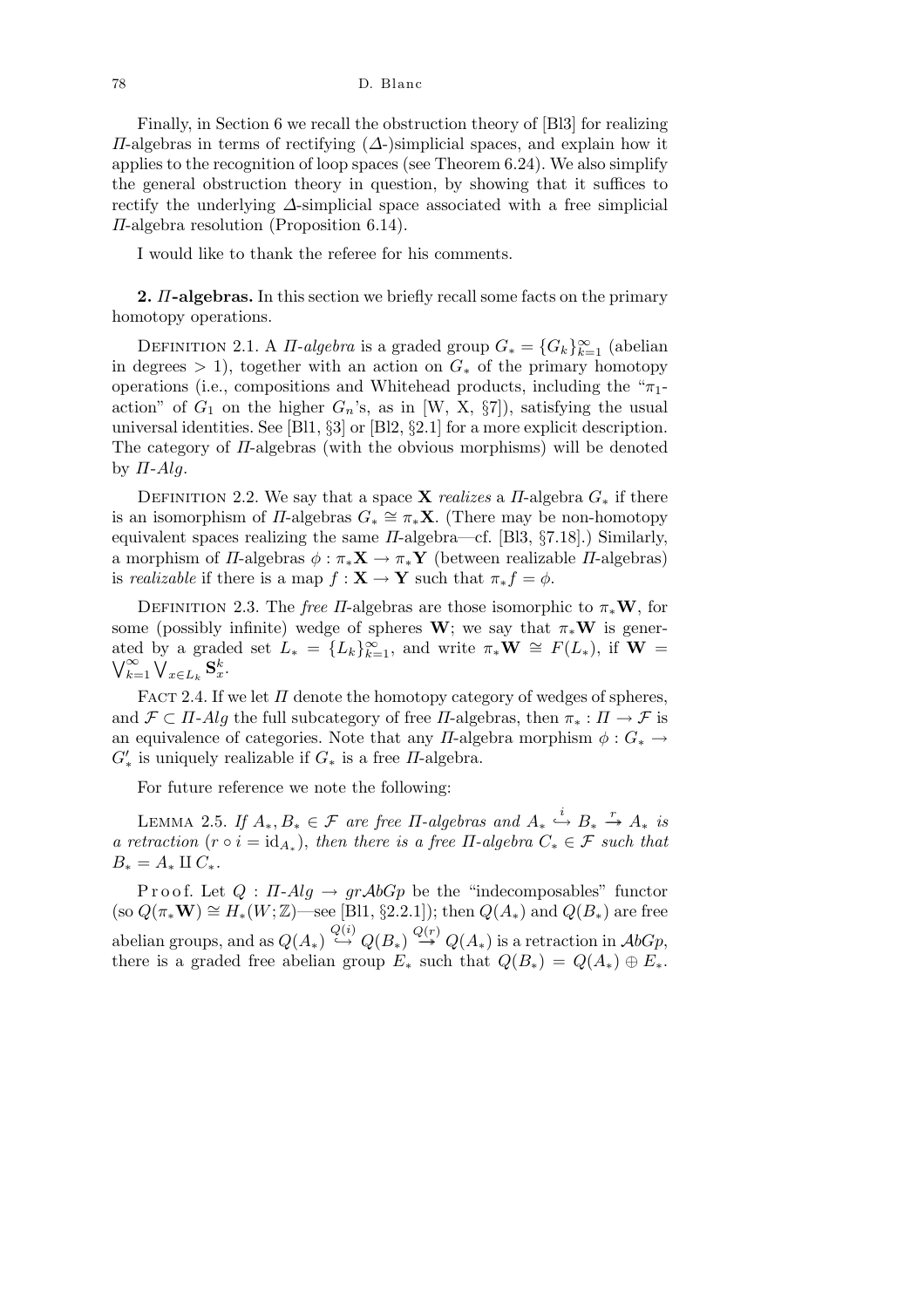Finally, in Section 6 we recall the obstruction theory of [Bl3] for realizing $\Pi$-algebras in terms of rectifying ($\Delta$-)simplicial spaces, and explain how it applies to the recognition of loop spaces (see Theorem 6.24). We also simplify the general obstruction theory in question, by showing that it suffices to rectify the underlying $\Delta$-simplicial space associated with a free simplicial $\Pi$-algebra resolution (Proposition 6.14).

I would like to thank the referee for his comments.

**2. $\Pi$-algebras.** In this section we briefly recall some facts on the primary homotopy operations.

Definition 2.1. A *$\Pi$-algebra* is a graded group $G_* = \{G_k\}_{k=1}^{\infty}$ (abelian in degrees $> 1$), together with an action on $G_*$ of the primary homotopy operations (i.e., compositions and Whitehead products, including the "$\pi_1$-action" of $G_1$ on the higher $G_n$'s, as in [W, X, §7]), satisfying the usual universal identities. See [Bl1, §3] or [Bl2, §2.1] for a more explicit description. The category of $\Pi$-algebras (with the obvious morphisms) will be denoted by *$\Pi$-$Alg$*.

Definition 2.2. We say that a space $\mathbf{X}$ *realizes* a $\Pi$-algebra $G_*$ if there is an isomorphism of $\Pi$-algebras $G_* \cong \pi_*\mathbf{X}$. (There may be non-homotopy equivalent spaces realizing the same $\Pi$-algebra—cf. [Bl3, §7.18].) Similarly, a morphism of $\Pi$-algebras $\phi : \pi_*\mathbf{X} \to \pi_*\mathbf{Y}$ (between realizable $\Pi$-algebras) is *realizable* if there is a map $f : \mathbf{X} \to \mathbf{Y}$ such that $\pi_* f = \phi$.

Definition 2.3. The *free* $\Pi$-algebras are those isomorphic to $\pi_*\mathbf{W}$, for some (possibly infinite) wedge of spheres $\mathbf{W}$; we say that $\pi_*\mathbf{W}$ is generated by a graded set $L_* = \{L_k\}_{k=1}^{\infty}$, and write $\pi_*\mathbf{W} \cong F(L_*)$, if $\mathbf{W} = \bigvee_{k=1}^{\infty} \bigvee_{x \in L_k} \mathbf{S}^k_x$.

Fact 2.4. If we let $\Pi$ denote the homotopy category of wedges of spheres, and $\mathcal{F} \subset \Pi$-$Alg$ the full subcategory of free $\Pi$-algebras, then $\pi_* : \Pi \to \mathcal{F}$ is an equivalence of categories. Note that any $\Pi$-algebra morphism $\phi : G_* \to G'_*$ is uniquely realizable if $G_*$ is a free $\Pi$-algebra.

For future reference we note the following:

Lemma 2.5. *If $A_*, B_* \in \mathcal{F}$ are free $\Pi$-algebras and $A_* \overset{i}{\hookrightarrow} B_* \overset{r}{\twoheadrightarrow} A_*$ is a retraction ($r \circ i = \mathrm{id}_{A_*}$), then there is a free $\Pi$-algebra $C_* \in \mathcal{F}$ such that $B_* = A_* \amalg C_*$.*

Proof. Let $Q : \Pi\text{-}Alg \to gr\mathcal{A}bGp$ be the "indecomposables" functor (so $Q(\pi_*\mathbf{W}) \cong H_*(W;\mathbb{Z})$—see [Bl1, §2.2.1]); then $Q(A_*)$ and $Q(B_*)$ are free abelian groups, and as $Q(A_*) \overset{Q(i)}{\hookrightarrow} Q(B_*) \overset{Q(r)}{\twoheadrightarrow} Q(A_*)$ is a retraction in $\mathcal{A}bGp$, there is a graded free abelian group $E_*$ such that $Q(B_*) = Q(A_*) \oplus E_*$.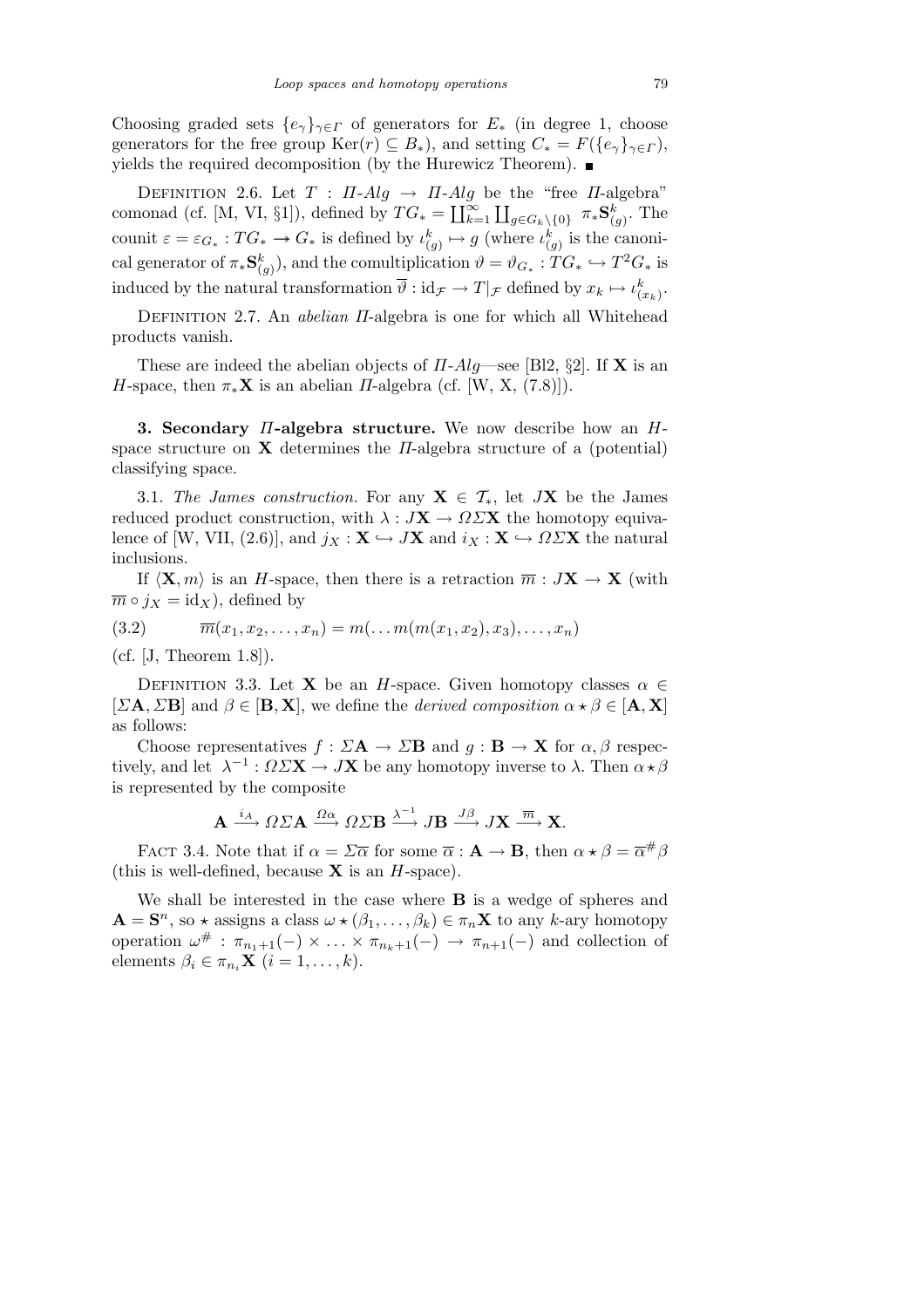Choosing graded sets $\{e_\gamma\}_{\gamma\in\Gamma}$ of generators for $E_*$ (in degree 1, choose generators for the free group $\mathrm{Ker}(r) \subseteq B_*$), and setting $C_* = F(\{e_\gamma\}_{\gamma\in\Gamma})$, yields the required decomposition (by the Hurewicz Theorem). ■

Definition 2.6. Let $T : \Pi\text{-}Alg \to \Pi\text{-}Alg$ be the "free $\Pi$-algebra" comonad (cf. [M, VI, §1]), defined by $TG_* = \coprod_{k=1}^{\infty} \coprod_{g\in G_k\setminus\{0\}} \pi_*\mathbf{S}^k_{(g)}$. The counit $\varepsilon = \varepsilon_{G_*} : TG_* \twoheadrightarrow G_*$ is defined by $\iota^k_{(g)} \mapsto g$ (where $\iota^k_{(g)}$ is the canonical generator of $\pi_*\mathbf{S}^k_{(g)}$), and the comultiplication $\vartheta = \vartheta_{G_*} : TG_* \hookrightarrow T^2G_*$ is induced by the natural transformation $\overline{\vartheta} : \mathrm{id}_{\mathcal{F}} \to T|_{\mathcal{F}}$ defined by $x_k \mapsto \iota^k_{(x_k)}$.

Definition 2.7. An *abelian* $\Pi$-algebra is one for which all Whitehead products vanish.

These are indeed the abelian objects of $\Pi\text{-}Alg$—see [Bl2, §2]. If $\mathbf{X}$ is an $H$-space, then $\pi_*\mathbf{X}$ is an abelian $\Pi$-algebra (cf. [W, X, (7.8)]).

**3. Secondary $\Pi$-algebra structure.** We now describe how an $H$-space structure on $\mathbf{X}$ determines the $\Pi$-algebra structure of a (potential) classifying space.

3.1. *The James construction.* For any $\mathbf{X} \in \mathcal{T}_*$, let $J\mathbf{X}$ be the James reduced product construction, with $\lambda : J\mathbf{X} \to \Omega\Sigma\mathbf{X}$ the homotopy equivalence of [W, VII, (2.6)], and $j_X : \mathbf{X} \hookrightarrow J\mathbf{X}$ and $i_X : \mathbf{X} \hookrightarrow \Omega\Sigma\mathbf{X}$ the natural inclusions.

If $\langle \mathbf{X}, m\rangle$ is an $H$-space, then there is a retraction $\overline{m} : J\mathbf{X} \to \mathbf{X}$ (with $\overline{m} \circ j_X = \mathrm{id}_X$), defined by

$$\overline{m}(x_1, x_2, \ldots, x_n) = m(\ldots m(m(x_1, x_2), x_3), \ldots, x_n) \tag{3.2}$$

(cf. [J, Theorem 1.8]).

Definition 3.3. Let $\mathbf{X}$ be an $H$-space. Given homotopy classes $\alpha \in [\Sigma\mathbf{A}, \Sigma\mathbf{B}]$ and $\beta \in [\mathbf{B}, \mathbf{X}]$, we define the *derived composition* $\alpha \star \beta \in [\mathbf{A}, \mathbf{X}]$ as follows:

Choose representatives $f : \Sigma\mathbf{A} \to \Sigma\mathbf{B}$ and $g : \mathbf{B} \to \mathbf{X}$ for $\alpha, \beta$ respectively, and let $\lambda^{-1} : \Omega\Sigma\mathbf{X} \to J\mathbf{X}$ be any homotopy inverse to $\lambda$. Then $\alpha\star\beta$ is represented by the composite

$$\mathbf{A} \xrightarrow{i_A} \Omega\Sigma\mathbf{A} \xrightarrow{\Omega\alpha} \Omega\Sigma\mathbf{B} \xrightarrow{\lambda^{-1}} J\mathbf{B} \xrightarrow{J\beta} J\mathbf{X} \xrightarrow{\overline{m}} \mathbf{X}.$$

Fact 3.4. Note that if $\alpha = \Sigma\overline{\alpha}$ for some $\overline{\alpha} : \mathbf{A} \to \mathbf{B}$, then $\alpha \star \beta = \overline{\alpha}^{\#}\beta$ (this is well-defined, because $\mathbf{X}$ is an $H$-space).

We shall be interested in the case where $\mathbf{B}$ is a wedge of spheres and $\mathbf{A} = \mathbf{S}^n$, so $\star$ assigns a class $\omega \star (\beta_1, \ldots, \beta_k) \in \pi_n\mathbf{X}$ to any $k$-ary homotopy operation $\omega^{\#} : \pi_{n_1+1}(-) \times \ldots \times \pi_{n_k+1}(-) \to \pi_{n+1}(-)$ and collection of elements $\beta_i \in \pi_{n_i}\mathbf{X}$ $(i = 1, \ldots, k)$.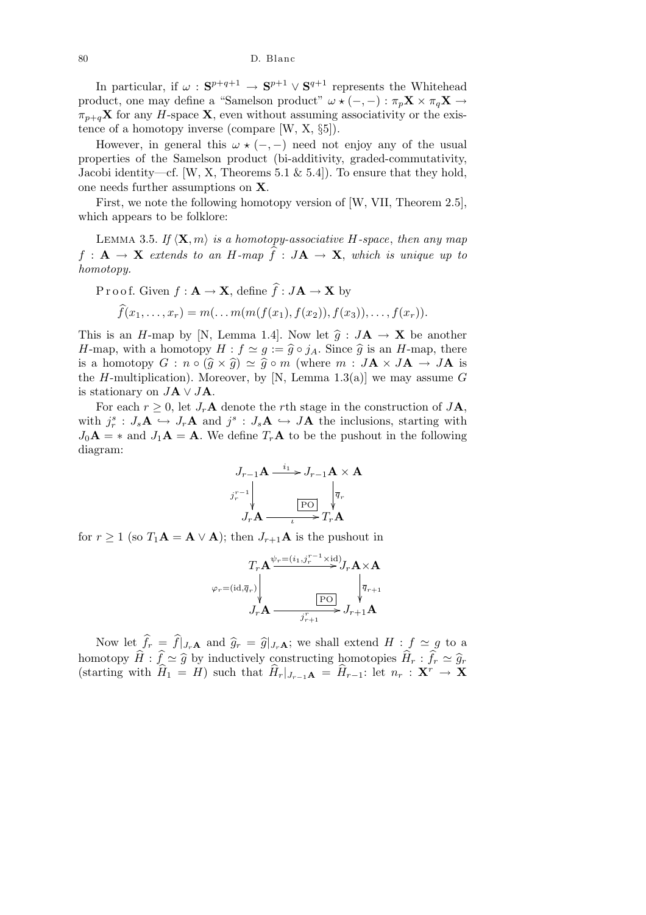In particular, if $\omega : \mathbf{S}^{p+q+1} \to \mathbf{S}^{p+1} \vee \mathbf{S}^{q+1}$ represents the Whitehead product, one may define a "Samelson product" $\omega \star (-,-) : \pi_p\mathbf{X} \times \pi_q\mathbf{X} \to \pi_{p+q}\mathbf{X}$ for any $H$-space $\mathbf{X}$, even without assuming associativity or the existence of a homotopy inverse (compare [W, X, §5]).

However, in general this $\omega \star (-,-)$ need not enjoy any of the usual properties of the Samelson product (bi-additivity, graded-commutativity, Jacobi identity—cf. [W, X, Theorems 5.1 & 5.4]). To ensure that they hold, one needs further assumptions on $\mathbf{X}$.

First, we note the following homotopy version of [W, VII, Theorem 2.5], which appears to be folklore:

Lemma 3.5. *If $\langle \mathbf{X}, m\rangle$ is a homotopy-associative $H$-space, then any map $f : \mathbf{A} \to \mathbf{X}$ extends to an $H$-map $\widehat{f} : J\mathbf{A} \to \mathbf{X}$, which is unique up to homotopy.*

Proof. Given $f : \mathbf{A} \to \mathbf{X}$, define $\widehat{f} : J\mathbf{A} \to \mathbf{X}$ by

$$\widehat{f}(x_1, \ldots, x_r) = m(\ldots m(m(f(x_1), f(x_2)), f(x_3)), \ldots, f(x_r)).$$

This is an $H$-map by [N, Lemma 1.4]. Now let $\widehat{g} : J\mathbf{A} \to \mathbf{X}$ be another $H$-map, with a homotopy $H : f \simeq g := \widehat{g} \circ j_A$. Since $\widehat{g}$ is an $H$-map, there is a homotopy $G : n \circ (\widehat{g} \times \widehat{g}) \simeq \widehat{g} \circ m$ (where $m : J\mathbf{A} \times J\mathbf{A} \to J\mathbf{A}$ is the $H$-multiplication). Moreover, by [N, Lemma 1.3(a)] we may assume $G$ is stationary on $J\mathbf{A} \vee J\mathbf{A}$.

For each $r \geq 0$, let $J_r\mathbf{A}$ denote the $r$th stage in the construction of $J\mathbf{A}$, with $j_r^s : J_s\mathbf{A} \hookrightarrow J_r\mathbf{A}$ and $j^s : J_s\mathbf{A} \hookrightarrow J\mathbf{A}$ the inclusions, starting with $J_0\mathbf{A} = *$ and $J_1\mathbf{A} = \mathbf{A}$. We define $T_r\mathbf{A}$ to be the pushout in the following diagram:

$$\begin{array}{ccc}
J_{r-1}\mathbf{A} & \xrightarrow{\ i_1\ } & J_{r-1}\mathbf{A} \times \mathbf{A} \\
{\scriptstyle j_r^{r-1}}\downarrow & \boxed{\text{PO}} & \downarrow{\scriptstyle \overline{q}_r} \\
J_r\mathbf{A} & \xrightarrow[\ \iota\ ]{} & T_r\mathbf{A}
\end{array}$$

for $r \geq 1$ (so $T_1\mathbf{A} = \mathbf{A} \vee \mathbf{A}$); then $J_{r+1}\mathbf{A}$ is the pushout in

$$\begin{array}{ccc}
T_r\mathbf{A} & \xrightarrow{\ \psi_r = (i_1, j_r^{r-1} \times \mathrm{id})\ } & J_r\mathbf{A} \times \mathbf{A} \\
{\scriptstyle \varphi_r = (\mathrm{id}, \overline{q}_r)}\downarrow & \boxed{\text{PO}} & \downarrow{\scriptstyle \overline{q}_{r+1}} \\
J_r\mathbf{A} & \xrightarrow[\ j_{r+1}^r\ ]{} & J_{r+1}\mathbf{A}
\end{array}$$

Now let $\widehat{f}_r = \widehat{f}|_{J_r\mathbf{A}}$ and $\widehat{g}_r = \widehat{g}|_{J_r\mathbf{A}}$; we shall extend $H : f \simeq g$ to a homotopy $\widehat{H} : \widehat{f} \simeq \widehat{g}$ by inductively constructing homotopies $\widehat{H}_r : \widehat{f}_r \simeq \widehat{g}_r$ (starting with $\widehat{H}_1 = H$) such that $\widehat{H}_r|_{J_{r-1}\mathbf{A}} = \widehat{H}_{r-1}$: let $n_r : \mathbf{X}^r \to \mathbf{X}$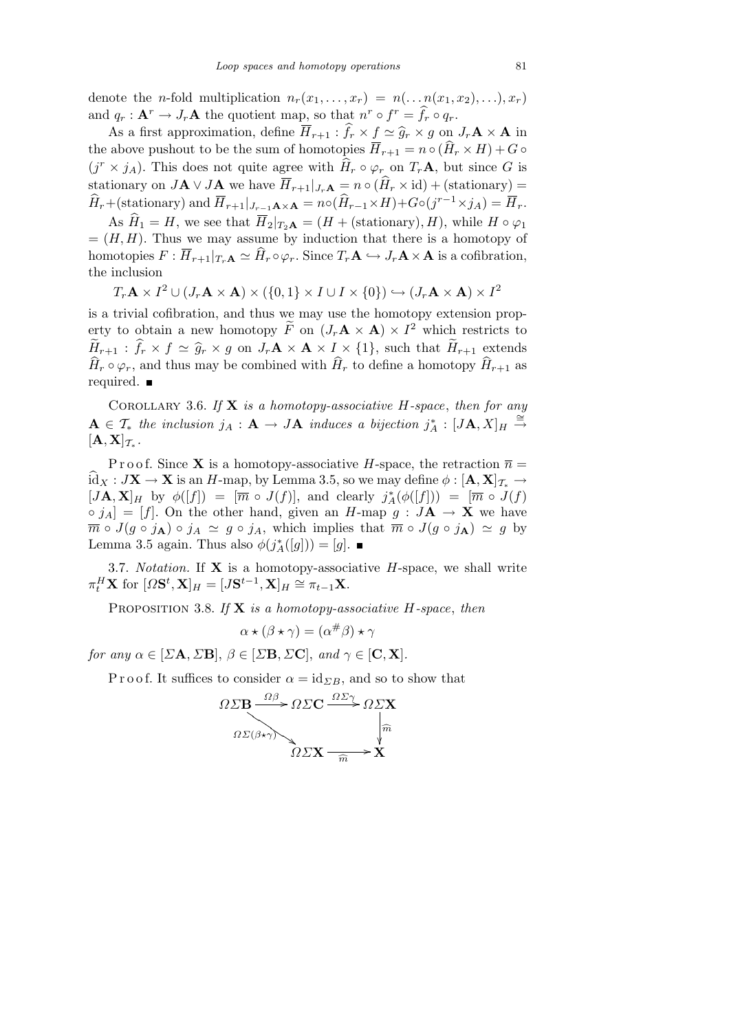denote the $n$-fold multiplication $n_r(x_1,\ldots,x_r) = n(\ldots n(x_1,x_2),\ldots),x_r)$ and $q_r : \mathbf{A}^r \to J_r\mathbf{A}$ the quotient map, so that $n^r \circ f^r = \widehat{f}_r \circ q_r$.

As a first approximation, define $\overline{H}_{r+1} : \widehat{f}_r \times f \simeq \widehat{g}_r \times g$ on $J_r\mathbf{A} \times \mathbf{A}$ in the above pushout to be the sum of homotopies $\overline{H}_{r+1} = n \circ (\widehat{H}_r \times H) + G \circ (j^r \times j_A)$. This does not quite agree with $\widehat{H}_r \circ \varphi_r$ on $T_r\mathbf{A}$, but since $G$ is stationary on $J\mathbf{A} \vee J\mathbf{A}$ we have $\overline{H}_{r+1}|_{J_r\mathbf{A}} = n \circ (\widehat{H}_r \times \mathrm{id}) + (\text{stationary}) = \widehat{H}_r + (\text{stationary})$ and $\overline{H}_{r+1}|_{J_{r-1}\mathbf{A}\times\mathbf{A}} = n \circ (\widehat{H}_{r-1} \times H) + G \circ (j^{r-1} \times j_A) = \overline{H}_r$.

As $\widehat{H}_1 = H$, we see that $\overline{H}_2|_{T_2\mathbf{A}} = (H + (\text{stationary}), H)$, while $H \circ \varphi_1 = (H,H)$. Thus we may assume by induction that there is a homotopy of homotopies $F : \overline{H}_{r+1}|_{T_r\mathbf{A}} \simeq \widehat{H}_r \circ \varphi_r$. Since $T_r\mathbf{A} \hookrightarrow J_r\mathbf{A} \times \mathbf{A}$ is a cofibration, the inclusion

$$T_r\mathbf{A} \times I^2 \cup (J_r\mathbf{A} \times \mathbf{A}) \times (\{0,1\} \times I \cup I \times \{0\}) \hookrightarrow (J_r\mathbf{A} \times \mathbf{A}) \times I^2$$

is a trivial cofibration, and thus we may use the homotopy extension property to obtain a new homotopy $\widetilde{F}$ on $(J_r\mathbf{A} \times \mathbf{A}) \times I^2$ which restricts to $\widetilde{H}_{r+1} : \widehat{f}_r \times f \simeq \widehat{g}_r \times g$ on $J_r\mathbf{A} \times \mathbf{A} \times I \times \{1\}$, such that $\widetilde{H}_{r+1}$ extends $\widehat{H}_r \circ \varphi_r$, and thus may be combined with $\widehat{H}_r$ to define a homotopy $\widehat{H}_{r+1}$ as required. ∎

Corollary 3.6. *If $\mathbf{X}$ is a homotopy-associative $H$-space, then for any $\mathbf{A} \in \mathcal{T}_*$ the inclusion $j_A : \mathbf{A} \to J\mathbf{A}$ induces a bijection $j_A^* : [J\mathbf{A}, X]_H \xrightarrow{\cong} [\mathbf{A}, \mathbf{X}]_{\mathcal{T}_*}$.*

Proof. Since $\mathbf{X}$ is a homotopy-associative $H$-space, the retraction $\overline{n} = \widehat{\mathrm{id}}_X : J\mathbf{X} \to \mathbf{X}$ is an $H$-map, by Lemma 3.5, so we may define $\phi : [\mathbf{A}, \mathbf{X}]_{\mathcal{T}_*} \to [J\mathbf{A}, \mathbf{X}]_H$ by $\phi([f]) = [\overline{m} \circ J(f)]$, and clearly $j_A^*(\phi([f])) = [\overline{m} \circ J(f) \circ j_A] = [f]$. On the other hand, given an $H$-map $g : J\mathbf{A} \to \mathbf{X}$ we have $\overline{m} \circ J(g \circ j_{\mathbf{A}}) \circ j_A \simeq g \circ j_A$, which implies that $\overline{m} \circ J(g \circ j_{\mathbf{A}}) \simeq g$ by Lemma 3.5 again. Thus also $\phi(j_A^*([g])) = [g]$. ∎

3.7. *Notation.* If $\mathbf{X}$ is a homotopy-associative $H$-space, we shall write $\pi_t^H\mathbf{X}$ for $[\Omega\mathbf{S}^t, \mathbf{X}]_H = [J\mathbf{S}^{t-1}, \mathbf{X}]_H \cong \pi_{t-1}\mathbf{X}$.

Proposition 3.8. *If $\mathbf{X}$ is a homotopy-associative $H$-space, then*

$$\alpha \star (\beta \star \gamma) = (\alpha^{\#}\beta) \star \gamma$$

*for any $\alpha \in [\Sigma\mathbf{A}, \Sigma\mathbf{B}]$, $\beta \in [\Sigma\mathbf{B}, \Sigma\mathbf{C}]$, and $\gamma \in [\mathbf{C}, \mathbf{X}]$.*

Proof. It suffices to consider $\alpha = \mathrm{id}_{\Sigma B}$, and so to show that

$$\begin{array}{ccccc}
\Omega\Sigma\mathbf{B} & \xrightarrow{\Omega\beta} & \Omega\Sigma\mathbf{C} & \xrightarrow{\Omega\Sigma\gamma} & \Omega\Sigma\mathbf{X} \\
& \searrow^{\Omega\Sigma(\beta\star\gamma)} & & & \downarrow{\scriptstyle \widehat{m}} \\
& & \Omega\Sigma\mathbf{X} & \xrightarrow[\widehat{m}]{} & \mathbf{X}
\end{array}$$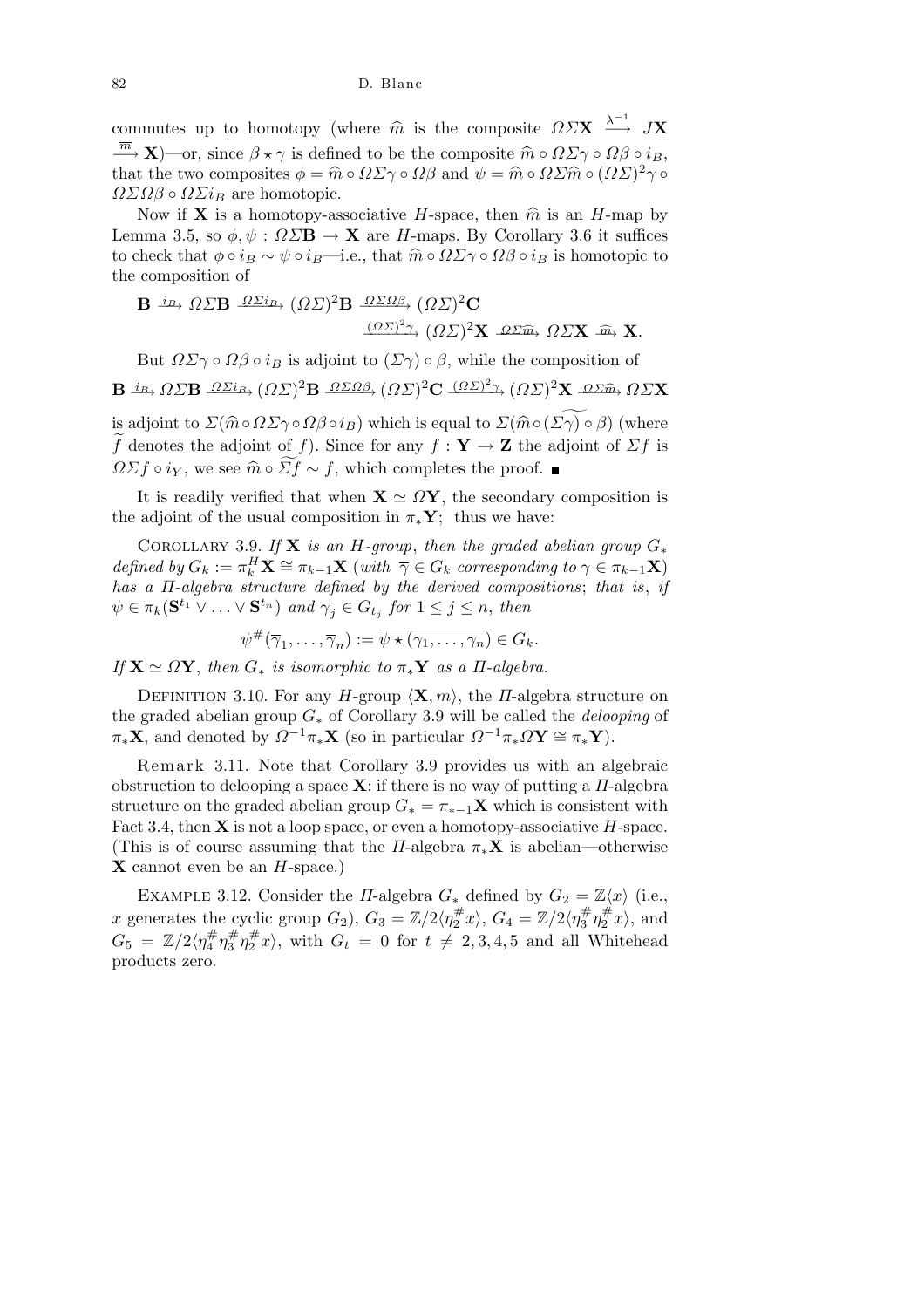commutes up to homotopy (where $\widehat{m}$ is the composite $\Omega\Sigma\mathbf{X} \xrightarrow{\lambda^{-1}} J\mathbf{X} \xrightarrow{\overline{m}} \mathbf{X}$)—or, since $\beta \star \gamma$ is defined to be the composite $\widehat{m} \circ \Omega\Sigma\gamma \circ \Omega\beta \circ i_B$, that the two composites $\phi = \widehat{m} \circ \Omega\Sigma\gamma \circ \Omega\beta$ and $\psi = \widehat{m} \circ \Omega\Sigma\widehat{m} \circ (\Omega\Sigma)^2\gamma \circ \Omega\Sigma\Omega\beta \circ \Omega\Sigma i_B$ are homotopic.

Now if $\mathbf{X}$ is a homotopy-associative $H$-space, then $\widehat{m}$ is an $H$-map by Lemma 3.5, so $\phi, \psi : \Omega\Sigma\mathbf{B} \to \mathbf{X}$ are $H$-maps. By Corollary 3.6 it suffices to check that $\phi \circ i_B \sim \psi \circ i_B$—i.e., that $\widehat{m} \circ \Omega\Sigma\gamma \circ \Omega\beta \circ i_B$ is homotopic to the composition of

$$\mathbf{B} \xrightarrow{i_B} \Omega\Sigma\mathbf{B} \xrightarrow{\Omega\Sigma i_B} (\Omega\Sigma)^2\mathbf{B} \xrightarrow{\Omega\Sigma\Omega\beta} (\Omega\Sigma)^2\mathbf{C} \xrightarrow{(\Omega\Sigma)^2\gamma} (\Omega\Sigma)^2\mathbf{X} \xrightarrow{\Omega\Sigma\widehat{m}} \Omega\Sigma\mathbf{X} \xrightarrow{\widehat{m}} \mathbf{X}.$$

But $\Omega\Sigma\gamma \circ \Omega\beta \circ i_B$ is adjoint to $(\Sigma\gamma) \circ \beta$, while the composition of

$$\mathbf{B} \xrightarrow{i_B} \Omega\Sigma\mathbf{B} \xrightarrow{\Omega\Sigma i_B} (\Omega\Sigma)^2\mathbf{B} \xrightarrow{\Omega\Sigma\Omega\beta} (\Omega\Sigma)^2\mathbf{C} \xrightarrow{(\Omega\Sigma)^2\gamma} (\Omega\Sigma)^2\mathbf{X} \xrightarrow{\Omega\Sigma\widehat{m}} \Omega\Sigma\mathbf{X}$$

is adjoint to $\Sigma(\widehat{m} \circ \Omega\Sigma\gamma \circ \Omega\beta \circ i_B)$ which is equal to $\Sigma(\widehat{m} \circ \widetilde{(\Sigma\gamma)} \circ \beta)$ (where $\widetilde{f}$ denotes the adjoint of $f$). Since for any $f : \mathbf{Y} \to \mathbf{Z}$ the adjoint of $\Sigma f$ is $\Omega\Sigma f \circ i_Y$, we see $\widehat{m} \circ \widetilde{\Sigma f} \sim f$, which completes the proof. ∎

It is readily verified that when $\mathbf{X} \simeq \Omega\mathbf{Y}$, the secondary composition is the adjoint of the usual composition in $\pi_*\mathbf{Y}$; thus we have:

Corollary 3.9. *If $\mathbf{X}$ is an $H$-group, then the graded abelian group $G_*$ defined by $G_k := \pi_k^H\mathbf{X} \cong \pi_{k-1}\mathbf{X}$ (with $\overline{\gamma} \in G_k$ corresponding to $\gamma \in \pi_{k-1}\mathbf{X}$) has a $\Pi$-algebra structure defined by the derived compositions; that is, if $\psi \in \pi_k(\mathbf{S}^{t_1} \vee \ldots \vee \mathbf{S}^{t_n})$ and $\overline{\gamma}_j \in G_{t_j}$ for $1 \le j \le n$, then*

$$\psi^\#(\overline{\gamma}_1, \ldots, \overline{\gamma}_n) := \overline{\psi \star (\gamma_1, \ldots, \gamma_n)} \in G_k.$$

*If $\mathbf{X} \simeq \Omega\mathbf{Y}$, then $G_*$ is isomorphic to $\pi_*\mathbf{Y}$ as a $\Pi$-algebra.*

Definition 3.10. For any $H$-group $\langle \mathbf{X}, m\rangle$, the $\Pi$-algebra structure on the graded abelian group $G_*$ of Corollary 3.9 will be called the *delooping* of $\pi_*\mathbf{X}$, and denoted by $\Omega^{-1}\pi_*\mathbf{X}$ (so in particular $\Omega^{-1}\pi_*\Omega\mathbf{Y} \cong \pi_*\mathbf{Y}$).

Remark 3.11. Note that Corollary 3.9 provides us with an algebraic obstruction to delooping a space $\mathbf{X}$: if there is no way of putting a $\Pi$-algebra structure on the graded abelian group $G_* = \pi_{*-1}\mathbf{X}$ which is consistent with Fact 3.4, then $\mathbf{X}$ is not a loop space, or even a homotopy-associative $H$-space. (This is of course assuming that the $\Pi$-algebra $\pi_*\mathbf{X}$ is abelian—otherwise $\mathbf{X}$ cannot even be an $H$-space.)

Example 3.12. Consider the $\Pi$-algebra $G_*$ defined by $G_2 = \mathbb{Z}\langle x\rangle$ (i.e., $x$ generates the cyclic group $G_2$), $G_3 = \mathbb{Z}/2\langle\eta_2^\# x\rangle$, $G_4 = \mathbb{Z}/2\langle\eta_3^\#\eta_2^\# x\rangle$, and $G_5 = \mathbb{Z}/2\langle\eta_4^\#\eta_3^\#\eta_2^\# x\rangle$, with $G_t = 0$ for $t \ne 2, 3, 4, 5$ and all Whitehead products zero.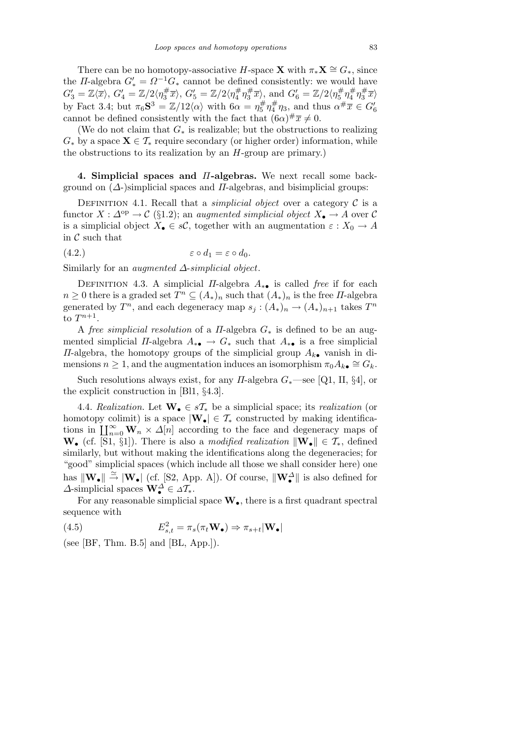There can be no homotopy-associative $H$-space $\mathbf{X}$ with $\pi_*\mathbf{X} \cong G_*$, since the $\Pi$-algebra $G'_* = \Omega^{-1}G_*$ cannot be defined consistently: we would have $G'_3 = \mathbb{Z}\langle\overline{x}\rangle$, $G'_4 = \mathbb{Z}/2\langle\eta_3^{\#}\overline{x}\rangle$, $G'_5 = \mathbb{Z}/2\langle\eta_4^{\#}\eta_3^{\#}\overline{x}\rangle$, and $G'_6 = \mathbb{Z}/2\langle\eta_5^{\#}\eta_4^{\#}\eta_3^{\#}\overline{x}\rangle$ by Fact 3.4; but $\pi_6\mathbf{S}^3 = \mathbb{Z}/12\langle\alpha\rangle$ with $6\alpha = \eta_5^{\#}\eta_4^{\#}\eta_3$, and thus $\alpha^{\#}\overline{x} \in G'_6$ cannot be defined consistently with the fact that $(6\alpha)^{\#}\overline{x} \neq 0$.

(We do not claim that $G_*$ is realizable; but the obstructions to realizing $G_*$ by a space $\mathbf{X} \in \mathcal{T}_*$ require secondary (or higher order) information, while the obstructions to its realization by an $H$-group are primary.)

**4. Simplicial spaces and $\Pi$-algebras.** We next recall some background on ($\Delta$-)simplicial spaces and $\Pi$-algebras, and bisimplicial groups:

Definition 4.1. Recall that a *simplicial object* over a category $\mathcal{C}$ is a functor $X : \Delta^{\mathrm{op}} \to \mathcal{C}$ (§1.2); an *augmented simplicial object* $X_\bullet \to A$ over $\mathcal{C}$ is a simplicial object $X_\bullet \in s\mathcal{C}$, together with an augmentation $\varepsilon : X_0 \to A$ in $\mathcal{C}$ such that

$$\varepsilon \circ d_1 = \varepsilon \circ d_0. \tag{4.2.}$$

Similarly for an *augmented $\Delta$-simplicial object*.

Definition 4.3. A simplicial $\Pi$-algebra $A_{*\bullet}$ is called *free* if for each $n \geq 0$ there is a graded set $T^n \subseteq (A_*)_n$ such that $(A_*)_n$ is the free $\Pi$-algebra generated by $T^n$, and each degeneracy map $s_j : (A_*)_n \to (A_*)_{n+1}$ takes $T^n$ to $T^{n+1}$.

A *free simplicial resolution* of a $\Pi$-algebra $G_*$ is defined to be an augmented simplicial $\Pi$-algebra $A_{*\bullet} \to G_*$ such that $A_{*\bullet}$ is a free simplicial $\Pi$-algebra, the homotopy groups of the simplicial group $A_{k\bullet}$ vanish in dimensions $n \geq 1$, and the augmentation induces an isomorphism $\pi_0 A_{k\bullet} \cong G_k$.

Such resolutions always exist, for any $\Pi$-algebra $G_*$—see [Q1, II, §4], or the explicit construction in [Bl1, §4.3].

4.4. *Realization.* Let $\mathbf{W}_\bullet \in s\mathcal{T}_*$ be a simplicial space; its *realization* (or homotopy colimit) is a space $|\mathbf{W}_\bullet| \in \mathcal{T}_*$ constructed by making identifications in $\coprod_{n=0}^{\infty} \mathbf{W}_n \times \Delta[n]$ according to the face and degeneracy maps of $\mathbf{W}_\bullet$ (cf. [S1, §1]). There is also a *modified realization* $\|\mathbf{W}_\bullet\| \in \mathcal{T}_*$, defined similarly, but without making the identifications along the degeneracies; for "good" simplicial spaces (which include all those we shall consider here) one has $\|\mathbf{W}_\bullet\| \xrightarrow{\simeq} |\mathbf{W}_\bullet|$ (cf. [S2, App. A]). Of course, $\|\mathbf{W}_\bullet^\Delta\|$ is also defined for $\Delta$-simplicial spaces $\mathbf{W}_\bullet^\Delta \in \Delta\mathcal{T}_*$.

For any reasonable simplicial space $\mathbf{W}_\bullet$, there is a first quadrant spectral sequence with

$$E^2_{s,t} = \pi_s(\pi_t \mathbf{W}_\bullet) \Rightarrow \pi_{s+t}|\mathbf{W}_\bullet| \tag{4.5}$$

(see [BF, Thm. B.5] and [BL, App.]).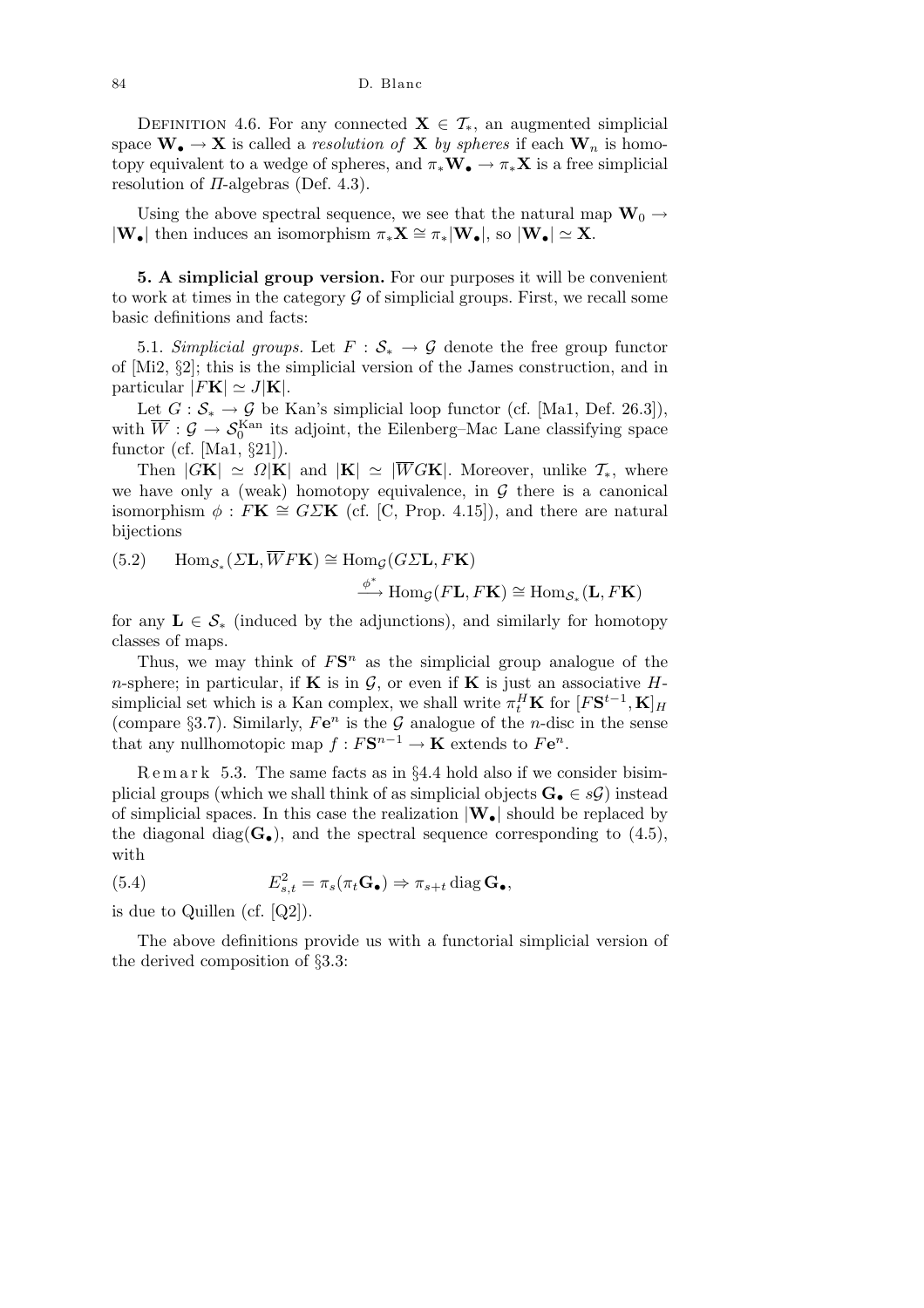DEFINITION 4.6. For any connected $\mathbf{X} \in \mathcal{T}_*$, an augmented simplicial space $\mathbf{W}_\bullet \to \mathbf{X}$ is called a *resolution of* $\mathbf{X}$ *by spheres* if each $\mathbf{W}_n$ is homotopy equivalent to a wedge of spheres, and $\pi_*\mathbf{W}_\bullet \to \pi_*\mathbf{X}$ is a free simplicial resolution of $\Pi$-algebras (Def. 4.3).

Using the above spectral sequence, we see that the natural map $\mathbf{W}_0 \to |\mathbf{W}_\bullet|$ then induces an isomorphism $\pi_*\mathbf{X} \cong \pi_*|\mathbf{W}_\bullet|$, so $|\mathbf{W}_\bullet| \simeq \mathbf{X}$.

**5. A simplicial group version.** For our purposes it will be convenient to work at times in the category $\mathcal{G}$ of simplicial groups. First, we recall some basic definitions and facts:

5.1. *Simplicial groups.* Let $F : \mathcal{S}_* \to \mathcal{G}$ denote the free group functor of [Mi2, §2]; this is the simplicial version of the James construction, and in particular $|F\mathbf{K}| \simeq J|\mathbf{K}|$.

Let $G : \mathcal{S}_* \to \mathcal{G}$ be Kan's simplicial loop functor (cf. [Ma1, Def. 26.3]), with $\overline{W} : \mathcal{G} \to \mathcal{S}_0^{\mathrm{Kan}}$ its adjoint, the Eilenberg–Mac Lane classifying space functor (cf. [Ma1, §21]).

Then $|G\mathbf{K}| \simeq \Omega|\mathbf{K}|$ and $|\mathbf{K}| \simeq |\overline{W}G\mathbf{K}|$. Moreover, unlike $\mathcal{T}_*$, where we have only a (weak) homotopy equivalence, in $\mathcal{G}$ there is a canonical isomorphism $\phi : F\mathbf{K} \cong G\Sigma\mathbf{K}$ (cf. [C, Prop. 4.15]), and there are natural bijections

$$(5.2) \qquad \mathrm{Hom}_{\mathcal{S}_*}(\Sigma\mathbf{L}, \overline{W}F\mathbf{K}) \cong \mathrm{Hom}_{\mathcal{G}}(G\Sigma\mathbf{L}, F\mathbf{K}) \xrightarrow{\phi^*} \mathrm{Hom}_{\mathcal{G}}(F\mathbf{L}, F\mathbf{K}) \cong \mathrm{Hom}_{\mathcal{S}_*}(\mathbf{L}, F\mathbf{K})$$

for any $\mathbf{L} \in \mathcal{S}_*$ (induced by the adjunctions), and similarly for homotopy classes of maps.

Thus, we may think of $F\mathbf{S}^n$ as the simplicial group analogue of the $n$-sphere; in particular, if $\mathbf{K}$ is in $\mathcal{G}$, or even if $\mathbf{K}$ is just an associative $H$-simplicial set which is a Kan complex, we shall write $\pi_t^H\mathbf{K}$ for $[F\mathbf{S}^{t-1}, \mathbf{K}]_H$ (compare §3.7). Similarly, $F\mathbf{e}^n$ is the $\mathcal{G}$ analogue of the $n$-disc in the sense that any nullhomotopic map $f : F\mathbf{S}^{n-1} \to \mathbf{K}$ extends to $F\mathbf{e}^n$.

Remark 5.3. The same facts as in §4.4 hold also if we consider bisimplicial groups (which we shall think of as simplicial objects $\mathbf{G}_\bullet \in s\mathcal{G}$) instead of simplicial spaces. In this case the realization $|\mathbf{W}_\bullet|$ should be replaced by the diagonal $\mathrm{diag}(\mathbf{G}_\bullet)$, and the spectral sequence corresponding to (4.5), with

$$(5.4) \qquad E^2_{s,t} = \pi_s(\pi_t\mathbf{G}_\bullet) \Rightarrow \pi_{s+t}\,\mathrm{diag}\,\mathbf{G}_\bullet,$$

is due to Quillen (cf. [Q2]).

The above definitions provide us with a functorial simplicial version of the derived composition of §3.3: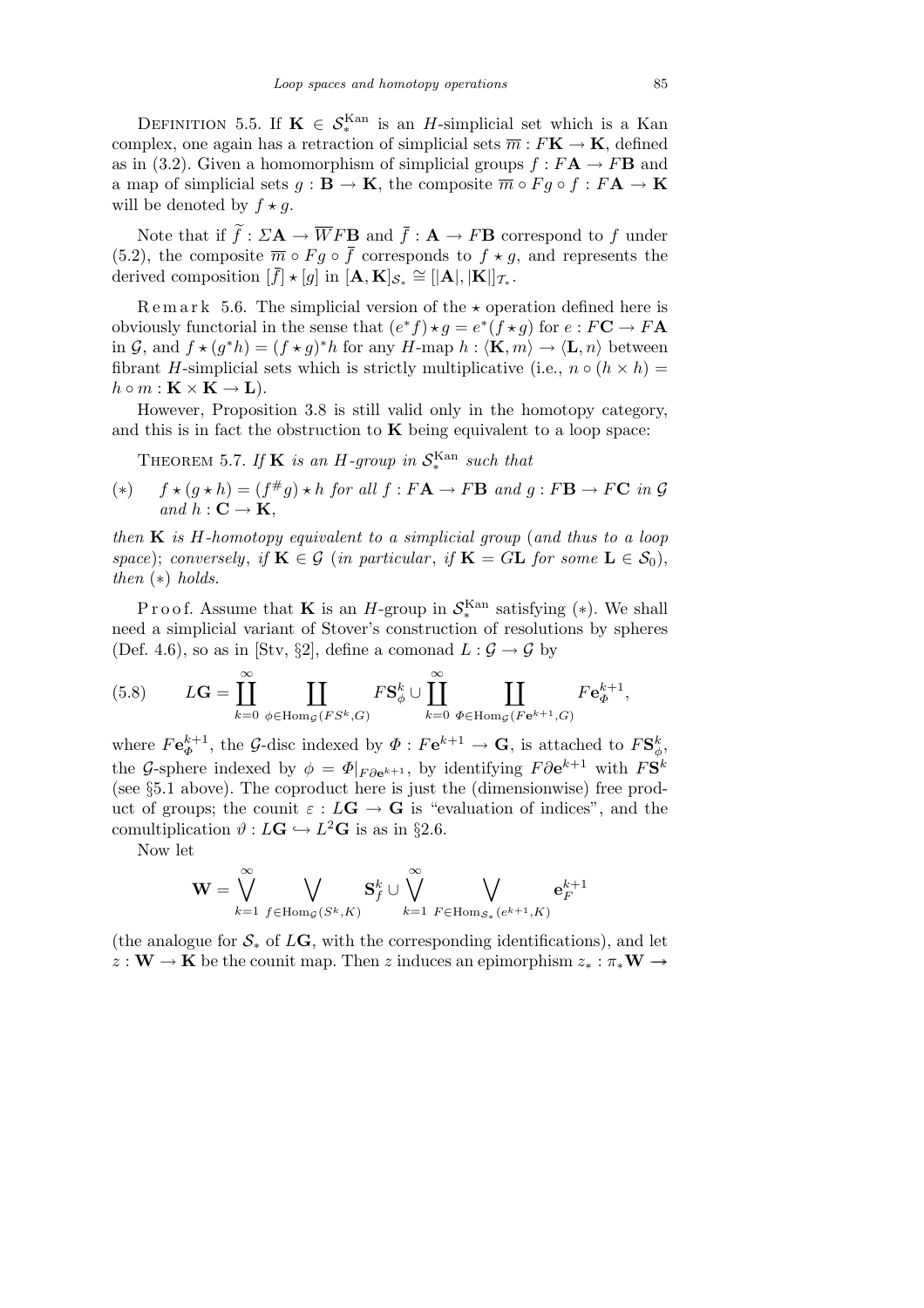Definition 5.5. If $\mathbf{K} \in \mathcal{S}_*^{\mathrm{Kan}}$ is an $H$-simplicial set which is a Kan complex, one again has a retraction of simplicial sets $\overline{m} : F\mathbf{K} \to \mathbf{K}$, defined as in (3.2). Given a homomorphism of simplicial groups $f : F\mathbf{A} \to F\mathbf{B}$ and a map of simplicial sets $g : \mathbf{B} \to \mathbf{K}$, the composite $\overline{m} \circ Fg \circ f : F\mathbf{A} \to \mathbf{K}$ will be denoted by $f \star g$.

Note that if $\widetilde{f} : \Sigma\mathbf{A} \to \overline{W}F\mathbf{B}$ and $\bar{f} : \mathbf{A} \to F\mathbf{B}$ correspond to $f$ under (5.2), the composite $\overline{m} \circ Fg \circ \bar{f}$ corresponds to $f \star g$, and represents the derived composition $[\bar{f}] \star [g]$ in $[\mathbf{A}, \mathbf{K}]_{\mathcal{S}_*} \cong [|\mathbf{A}|, |\mathbf{K}|]_{\mathcal{T}_*}$.

Remark 5.6. The simplicial version of the $\star$ operation defined here is obviously functorial in the sense that $(e^* f) \star g = e^*(f \star g)$ for $e : F\mathbf{C} \to F\mathbf{A}$ in $\mathcal{G}$, and $f \star (g^* h) = (f \star g)^* h$ for any $H$-map $h : \langle \mathbf{K}, m \rangle \to \langle \mathbf{L}, n \rangle$ between fibrant $H$-simplicial sets which is strictly multiplicative (i.e., $n \circ (h \times h) = h \circ m : \mathbf{K} \times \mathbf{K} \to \mathbf{L}$).

However, Proposition 3.8 is still valid only in the homotopy category, and this is in fact the obstruction to $\mathbf{K}$ being equivalent to a loop space:

Theorem 5.7. *If $\mathbf{K}$ is an $H$-group in $\mathcal{S}_*^{\mathrm{Kan}}$ such that*

$(*)$ *$f \star (g \star h) = (f^{\#} g) \star h$ for all $f : F\mathbf{A} \to F\mathbf{B}$ and $g : F\mathbf{B} \to F\mathbf{C}$ in $\mathcal{G}$ and $h : \mathbf{C} \to \mathbf{K}$,*

*then $\mathbf{K}$ is $H$-homotopy equivalent to a simplicial group* (*and thus to a loop space*); *conversely, if $\mathbf{K} \in \mathcal{G}$* (*in particular, if $\mathbf{K} = G\mathbf{L}$ for some $\mathbf{L} \in \mathcal{S}_0$*), *then $(*)$ holds.*

Proof. Assume that $\mathbf{K}$ is an $H$-group in $\mathcal{S}_*^{\mathrm{Kan}}$ satisfying $(*)$. We shall need a simplicial variant of Stover's construction of resolutions by spheres (Def. 4.6), so as in [Stv, §2], define a comonad $L : \mathcal{G} \to \mathcal{G}$ by

$$L\mathbf{G} = \coprod_{k=0}^{\infty} \coprod_{\phi \in \mathrm{Hom}_{\mathcal{G}}(FS^k, G)} F\mathbf{S}^k_\phi \cup \coprod_{k=0}^{\infty} \coprod_{\Phi \in \mathrm{Hom}_{\mathcal{G}}(F\mathbf{e}^{k+1}, G)} F\mathbf{e}^{k+1}_\Phi, \tag{5.8}$$

where $F\mathbf{e}^{k+1}_\Phi$, the $\mathcal{G}$-disc indexed by $\Phi : F\mathbf{e}^{k+1} \to \mathbf{G}$, is attached to $F\mathbf{S}^k_\phi$, the $\mathcal{G}$-sphere indexed by $\phi = \Phi|_{F\partial\mathbf{e}^{k+1}}$, by identifying $F\partial\mathbf{e}^{k+1}$ with $F\mathbf{S}^k$ (see §5.1 above). The coproduct here is just the (dimensionwise) free product of groups; the counit $\varepsilon : L\mathbf{G} \to \mathbf{G}$ is "evaluation of indices", and the comultiplication $\vartheta : L\mathbf{G} \hookrightarrow L^2\mathbf{G}$ is as in §2.6.

Now let

$$\mathbf{W} = \bigvee_{k=1}^{\infty} \bigvee_{f \in \mathrm{Hom}_{\mathcal{G}}(S^k, K)} \mathbf{S}^k_f \cup \bigvee_{k=1}^{\infty} \bigvee_{F \in \mathrm{Hom}_{\mathcal{S}_*}(e^{k+1}, K)} \mathbf{e}^{k+1}_F$$

(the analogue for $\mathcal{S}_*$ of $L\mathbf{G}$, with the corresponding identifications), and let $z : \mathbf{W} \to \mathbf{K}$ be the counit map. Then $z$ induces an epimorphism $z_* : \pi_*\mathbf{W} \twoheadrightarrow$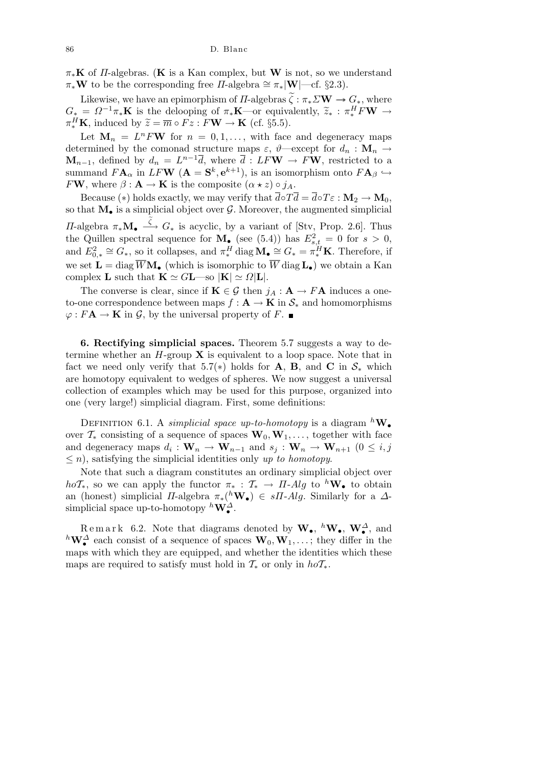$\pi_*\mathbf{K}$ of $\Pi$-algebras. ($\mathbf{K}$ is a Kan complex, but $\mathbf{W}$ is not, so we understand $\pi_*\mathbf{W}$ to be the corresponding free $\Pi$-algebra $\cong \pi_*|\mathbf{W}|$—cf. §2.3).

Likewise, we have an epimorphism of $\Pi$-algebras $\widetilde{\zeta} : \pi_*\Sigma\mathbf{W} \twoheadrightarrow G_*$, where $G_* = \Omega^{-1}\pi_*\mathbf{K}$ is the delooping of $\pi_*\mathbf{K}$—or equivalently, $\widetilde{z}_* : \pi^H_* F\mathbf{W} \to \pi^H_*\mathbf{K}$, induced by $\widetilde{z} = \overline{m} \circ Fz : F\mathbf{W} \to \mathbf{K}$ (cf. §5.5).

Let $\mathbf{M}_n = L^n F\mathbf{W}$ for $n = 0, 1, \ldots$, with face and degeneracy maps determined by the comonad structure maps $\varepsilon$, $\vartheta$—except for $d_n : \mathbf{M}_n \to \mathbf{M}_{n-1}$, defined by $d_n = L^{n-1}\overline{d}$, where $\overline{d} : LF\mathbf{W} \to F\mathbf{W}$, restricted to a summand $F\mathbf{A}_\alpha$ in $LF\mathbf{W}$ ($\mathbf{A} = \mathbf{S}^k, \mathbf{e}^{k+1}$), is an isomorphism onto $F\mathbf{A}_\beta \hookrightarrow F\mathbf{W}$, where $\beta : \mathbf{A} \to \mathbf{K}$ is the composite $(\alpha \star z) \circ j_A$.

Because $(*)$ holds exactly, we may verify that $\overline{d} \circ T\overline{d} = \overline{d} \circ T\varepsilon : \mathbf{M}_2 \to \mathbf{M}_0$, so that $\mathbf{M}_\bullet$ is a simplicial object over $\mathcal{G}$. Moreover, the augmented simplicial $\Pi$-algebra $\pi_*\mathbf{M}_\bullet \xrightarrow{\widetilde{\zeta}} G_*$ is acyclic, by a variant of [Stv, Prop. 2.6]. Thus the Quillen spectral sequence for $\mathbf{M}_\bullet$ (see (5.4)) has $E^2_{s,t} = 0$ for $s > 0$, and $E^2_{0,*} \cong G_*$, so it collapses, and $\pi^H_* \operatorname{diag} \mathbf{M}_\bullet \cong G_* = \pi^H_*\mathbf{K}$. Therefore, if we set $\mathbf{L} = \operatorname{diag} \overline{W}\mathbf{M}_\bullet$ (which is isomorphic to $\overline{W} \operatorname{diag} \mathbf{L}_\bullet$) we obtain a Kan complex $\mathbf{L}$ such that $\mathbf{K} \simeq G\mathbf{L}$—so $|\mathbf{K}| \simeq \Omega|\mathbf{L}|$.

The converse is clear, since if $\mathbf{K} \in \mathcal{G}$ then $j_A : \mathbf{A} \to F\mathbf{A}$ induces a one-to-one correspondence between maps $f : \mathbf{A} \to \mathbf{K}$ in $\mathcal{S}_*$ and homomorphisms $\varphi : F\mathbf{A} \to \mathbf{K}$ in $\mathcal{G}$, by the universal property of $F$. ■

**6. Rectifying simplicial spaces.** Theorem 5.7 suggests a way to determine whether an $H$-group $\mathbf{X}$ is equivalent to a loop space. Note that in fact we need only verify that 5.7$(*)$ holds for $\mathbf{A}$, $\mathbf{B}$, and $\mathbf{C}$ in $\mathcal{S}_*$ which are homotopy equivalent to wedges of spheres. We now suggest a universal collection of examples which may be used for this purpose, organized into one (very large!) simplicial diagram. First, some definitions:

Definition 6.1. A *simplicial space up-to-homotopy* is a diagram ${}^h\mathbf{W}_\bullet$ over $\mathcal{T}_*$ consisting of a sequence of spaces $\mathbf{W}_0, \mathbf{W}_1, \ldots$, together with face and degeneracy maps $d_i : \mathbf{W}_n \to \mathbf{W}_{n-1}$ and $s_j : \mathbf{W}_n \to \mathbf{W}_{n+1}$ ($0 \le i, j \le n$), satisfying the simplicial identities only *up to homotopy*.

Note that such a diagram constitutes an ordinary simplicial object over $ho\mathcal{T}_*$, so we can apply the functor $\pi_* : \mathcal{T}_* \to \Pi\text{-}Alg$ to ${}^h\mathbf{W}_\bullet$ to obtain an (honest) simplicial $\Pi$-algebra $\pi_*({}^h\mathbf{W}_\bullet) \in s\Pi\text{-}Alg$. Similarly for a $\Delta$-simplicial space up-to-homotopy ${}^h\mathbf{W}^\Delta_\bullet$.

Remark 6.2. Note that diagrams denoted by $\mathbf{W}_\bullet$, ${}^h\mathbf{W}_\bullet$, $\mathbf{W}^\Delta_\bullet$, and ${}^h\mathbf{W}^\Delta_\bullet$ each consist of a sequence of spaces $\mathbf{W}_0, \mathbf{W}_1, \ldots$; they differ in the maps with which they are equipped, and whether the identities which these maps are required to satisfy must hold in $\mathcal{T}_*$ or only in $ho\mathcal{T}_*$.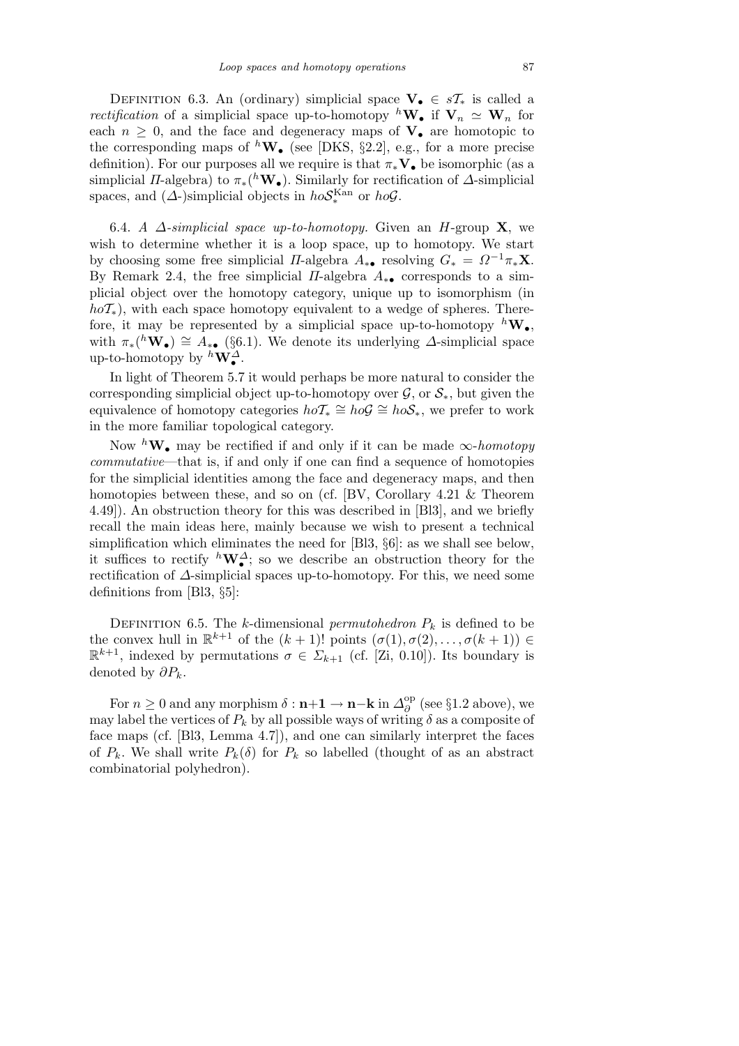Definition 6.3. An (ordinary) simplicial space $\mathbf{V}_\bullet \in s\mathcal{T}_*$ is called a *rectification* of a simplicial space up-to-homotopy ${}^h\mathbf{W}_\bullet$ if $\mathbf{V}_n \simeq \mathbf{W}_n$ for each $n \geq 0$, and the face and degeneracy maps of $\mathbf{V}_\bullet$ are homotopic to the corresponding maps of ${}^h\mathbf{W}_\bullet$ (see [DKS, §2.2], e.g., for a more precise definition). For our purposes all we require is that $\pi_*\mathbf{V}_\bullet$ be isomorphic (as a simplicial $\Pi$-algebra) to $\pi_*({}^h\mathbf{W}_\bullet)$. Similarly for rectification of $\Delta$-simplicial spaces, and ($\Delta$-)simplicial objects in $ho\mathcal{S}_*^{\mathrm{Kan}}$ or $ho\mathcal{G}$.

6.4. *A $\Delta$-simplicial space up-to-homotopy.* Given an $H$-group $\mathbf{X}$, we wish to determine whether it is a loop space, up to homotopy. We start by choosing some free simplicial $\Pi$-algebra $A_{*\bullet}$ resolving $G_* = \Omega^{-1}\pi_*\mathbf{X}$. By Remark 2.4, the free simplicial $\Pi$-algebra $A_{*\bullet}$ corresponds to a simplicial object over the homotopy category, unique up to isomorphism (in $ho\mathcal{T}_*$), with each space homotopy equivalent to a wedge of spheres. Therefore, it may be represented by a simplicial space up-to-homotopy ${}^h\mathbf{W}_\bullet$, with $\pi_*({}^h\mathbf{W}_\bullet) \cong A_{*\bullet}$ (§6.1). We denote its underlying $\Delta$-simplicial space up-to-homotopy by ${}^h\mathbf{W}_\bullet^\Delta$.

In light of Theorem 5.7 it would perhaps be more natural to consider the corresponding simplicial object up-to-homotopy over $\mathcal{G}$, or $\mathcal{S}_*$, but given the equivalence of homotopy categories $ho\mathcal{T}_* \cong ho\mathcal{G} \cong ho\mathcal{S}_*$, we prefer to work in the more familiar topological category.

Now ${}^h\mathbf{W}_\bullet$ may be rectified if and only if it can be made $\infty$-*homotopy commutative*—that is, if and only if one can find a sequence of homotopies for the simplicial identities among the face and degeneracy maps, and then homotopies between these, and so on (cf. [BV, Corollary 4.21 & Theorem 4.49]). An obstruction theory for this was described in [Bl3], and we briefly recall the main ideas here, mainly because we wish to present a technical simplification which eliminates the need for [Bl3, §6]: as we shall see below, it suffices to rectify ${}^h\mathbf{W}_\bullet^\Delta$; so we describe an obstruction theory for the rectification of $\Delta$-simplicial spaces up-to-homotopy. For this, we need some definitions from [Bl3, §5]:

Definition 6.5. The $k$-dimensional *permutohedron* $P_k$ is defined to be the convex hull in $\mathbb{R}^{k+1}$ of the $(k+1)!$ points $(\sigma(1), \sigma(2), \ldots, \sigma(k+1)) \in \mathbb{R}^{k+1}$, indexed by permutations $\sigma \in \Sigma_{k+1}$ (cf. [Zi, 0.10]). Its boundary is denoted by $\partial P_k$.

For $n \geq 0$ and any morphism $\delta : \mathbf{n{+}1} \to \mathbf{n{-}k}$ in $\Delta_\partial^{\mathrm{op}}$ (see §1.2 above), we may label the vertices of $P_k$ by all possible ways of writing $\delta$ as a composite of face maps (cf. [Bl3, Lemma 4.7]), and one can similarly interpret the faces of $P_k$. We shall write $P_k(\delta)$ for $P_k$ so labelled (thought of as an abstract combinatorial polyhedron).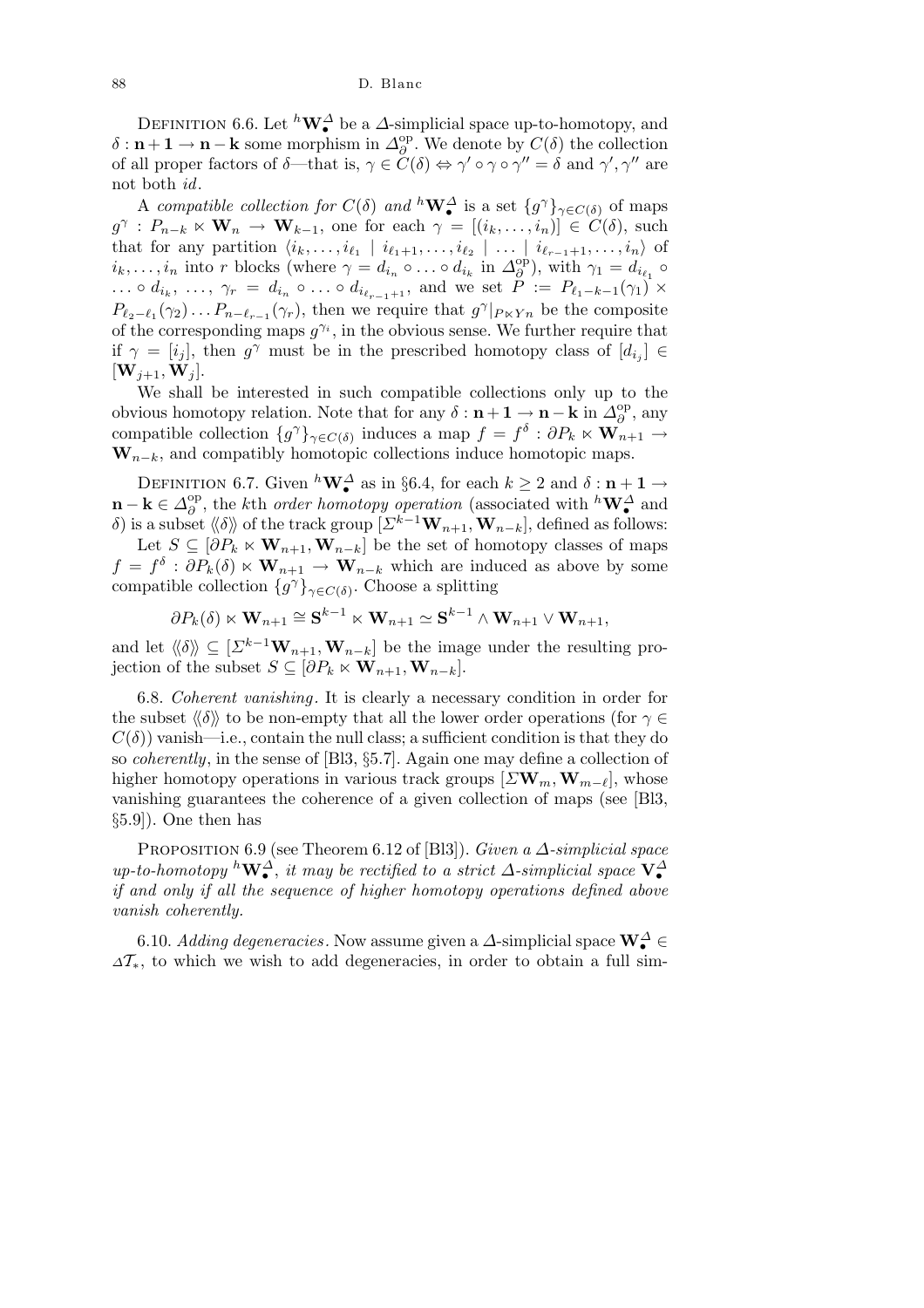Definition 6.6. Let ${}^h\mathbf{W}_\bullet^\Delta$ be a $\Delta$-simplicial space up-to-homotopy, and $\delta : \mathbf{n+1} \to \mathbf{n-k}$ some morphism in $\Delta_\partial^{\mathrm{op}}$. We denote by $C(\delta)$ the collection of all proper factors of $\delta$—that is, $\gamma \in C(\delta) \Leftrightarrow \gamma' \circ \gamma \circ \gamma'' = \delta$ and $\gamma', \gamma''$ are not both $id$.

A *compatible collection for* $C(\delta)$ *and* ${}^h\mathbf{W}_\bullet^\Delta$ is a set $\{g^\gamma\}_{\gamma \in C(\delta)}$ of maps $g^\gamma : P_{n-k} \ltimes \mathbf{W}_n \to \mathbf{W}_{k-1}$, one for each $\gamma = [(i_k, \ldots, i_n)] \in C(\delta)$, such that for any partition $\langle i_k, \ldots, i_{\ell_1} \mid i_{\ell_1+1}, \ldots, i_{\ell_2} \mid \ldots \mid i_{\ell_{r-1}+1}, \ldots, i_n \rangle$ of $i_k, \ldots, i_n$ into $r$ blocks (where $\gamma = d_{i_n} \circ \ldots \circ d_{i_k}$ in $\Delta_\partial^{\mathrm{op}}$), with $\gamma_1 = d_{i_{\ell_1}} \circ \ldots \circ d_{i_k}$, $\ldots$, $\gamma_r = d_{i_n} \circ \ldots \circ d_{i_{\ell_{r-1}+1}}$, and we set $P := P_{\ell_1-k-1}(\gamma_1) \times P_{\ell_2-\ell_1}(\gamma_2) \ldots P_{n-\ell_{r-1}}(\gamma_r)$, then we require that $g^\gamma|_{P \ltimes Y n}$ be the composite of the corresponding maps $g^{\gamma_i}$, in the obvious sense. We further require that if $\gamma = [i_j]$, then $g^\gamma$ must be in the prescribed homotopy class of $[d_{i_j}] \in [\mathbf{W}_{j+1}, \mathbf{W}_j]$.

We shall be interested in such compatible collections only up to the obvious homotopy relation. Note that for any $\delta : \mathbf{n+1} \to \mathbf{n-k}$ in $\Delta_\partial^{\mathrm{op}}$, any compatible collection $\{g^\gamma\}_{\gamma \in C(\delta)}$ induces a map $f = f^\delta : \partial P_k \ltimes \mathbf{W}_{n+1} \to \mathbf{W}_{n-k}$, and compatibly homotopic collections induce homotopic maps.

Definition 6.7. Given ${}^h\mathbf{W}_\bullet^\Delta$ as in §6.4, for each $k \geq 2$ and $\delta : \mathbf{n+1} \to \mathbf{n-k} \in \Delta_\partial^{\mathrm{op}}$, the $k$th *order homotopy operation* (associated with ${}^h\mathbf{W}_\bullet^\Delta$ and $\delta$) is a subset $\langle\!\langle \delta \rangle\!\rangle$ of the track group $[\Sigma^{k-1}\mathbf{W}_{n+1}, \mathbf{W}_{n-k}]$, defined as follows:

Let $S \subseteq [\partial P_k \ltimes \mathbf{W}_{n+1}, \mathbf{W}_{n-k}]$ be the set of homotopy classes of maps $f = f^\delta : \partial P_k(\delta) \ltimes \mathbf{W}_{n+1} \to \mathbf{W}_{n-k}$ which are induced as above by some compatible collection $\{g^\gamma\}_{\gamma \in C(\delta)}$. Choose a splitting

$$\partial P_k(\delta) \ltimes \mathbf{W}_{n+1} \cong \mathbf{S}^{k-1} \ltimes \mathbf{W}_{n+1} \simeq \mathbf{S}^{k-1} \wedge \mathbf{W}_{n+1} \vee \mathbf{W}_{n+1},$$

and let $\langle\!\langle \delta \rangle\!\rangle \subseteq [\Sigma^{k-1}\mathbf{W}_{n+1}, \mathbf{W}_{n-k}]$ be the image under the resulting projection of the subset $S \subseteq [\partial P_k \ltimes \mathbf{W}_{n+1}, \mathbf{W}_{n-k}]$.

6.8. *Coherent vanishing.* It is clearly a necessary condition in order for the subset $\langle\!\langle \delta \rangle\!\rangle$ to be non-empty that all the lower order operations (for $\gamma \in C(\delta)$) vanish—i.e., contain the null class; a sufficient condition is that they do so *coherently*, in the sense of [Bl3, §5.7]. Again one may define a collection of higher homotopy operations in various track groups $[\Sigma \mathbf{W}_m, \mathbf{W}_{m-\ell}]$, whose vanishing guarantees the coherence of a given collection of maps (see [Bl3, §5.9]). One then has

Proposition 6.9 (see Theorem 6.12 of [Bl3]). *Given a $\Delta$-simplicial space up-to-homotopy ${}^h\mathbf{W}_\bullet^\Delta$, it may be rectified to a strict $\Delta$-simplicial space $\mathbf{V}_\bullet^\Delta$ if and only if all the sequence of higher homotopy operations defined above vanish coherently.*

6.10. *Adding degeneracies.* Now assume given a $\Delta$-simplicial space $\mathbf{W}_\bullet^\Delta \in \Delta\mathcal{T}_*$, to which we wish to add degeneracies, in order to obtain a full sim-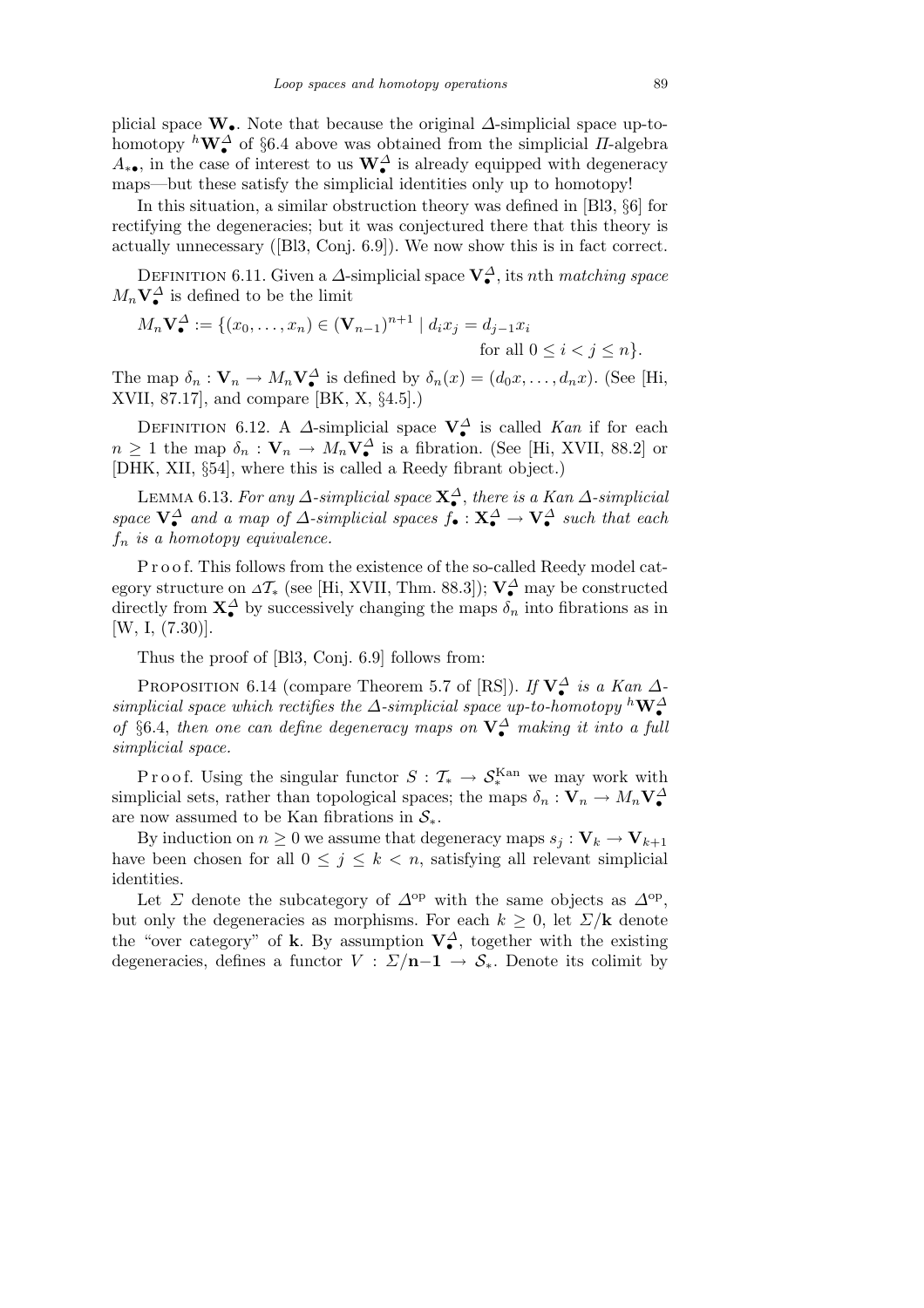plicial space $\mathbf{W}_\bullet$. Note that because the original $\Delta$-simplicial space up-to-homotopy ${}^h\mathbf{W}^\Delta_\bullet$ of §6.4 above was obtained from the simplicial $\Pi$-algebra $A_{*\bullet}$, in the case of interest to us $\mathbf{W}^\Delta_\bullet$ is already equipped with degeneracy maps—but these satisfy the simplicial identities only up to homotopy!

In this situation, a similar obstruction theory was defined in [Bl3, §6] for rectifying the degeneracies; but it was conjectured there that this theory is actually unnecessary ([Bl3, Conj. 6.9]). We now show this is in fact correct.

DEFINITION 6.11. Given a $\Delta$-simplicial space $\mathbf{V}^\Delta_\bullet$, its $n$th *matching space* $M_n\mathbf{V}^\Delta_\bullet$ is defined to be the limit

$$M_n\mathbf{V}^\Delta_\bullet := \{(x_0,\ldots,x_n) \in (\mathbf{V}_{n-1})^{n+1} \mid d_i x_j = d_{j-1}x_i \quad \text{for all } 0 \le i < j \le n\}.$$

The map $\delta_n : \mathbf{V}_n \to M_n\mathbf{V}^\Delta_\bullet$ is defined by $\delta_n(x) = (d_0x,\ldots,d_nx)$. (See [Hi, XVII, 87.17], and compare [BK, X, §4.5].)

DEFINITION 6.12. A $\Delta$-simplicial space $\mathbf{V}^\Delta_\bullet$ is called *Kan* if for each $n \ge 1$ the map $\delta_n : \mathbf{V}_n \to M_n\mathbf{V}^\Delta_\bullet$ is a fibration. (See [Hi, XVII, 88.2] or [DHK, XII, §54], where this is called a Reedy fibrant object.)

LEMMA 6.13. *For any $\Delta$-simplicial space $\mathbf{X}^\Delta_\bullet$, there is a Kan $\Delta$-simplicial space $\mathbf{V}^\Delta_\bullet$ and a map of $\Delta$-simplicial spaces $f_\bullet : \mathbf{X}^\Delta_\bullet \to \mathbf{V}^\Delta_\bullet$ such that each $f_n$ is a homotopy equivalence.*

Proof. This follows from the existence of the so-called Reedy model category structure on $\Delta\mathcal{T}_*$ (see [Hi, XVII, Thm. 88.3]); $\mathbf{V}^\Delta_\bullet$ may be constructed directly from $\mathbf{X}^\Delta_\bullet$ by successively changing the maps $\delta_n$ into fibrations as in [W, I, (7.30)].

Thus the proof of [Bl3, Conj. 6.9] follows from:

PROPOSITION 6.14 (compare Theorem 5.7 of [RS]). *If $\mathbf{V}^\Delta_\bullet$ is a Kan $\Delta$-simplicial space which rectifies the $\Delta$-simplicial space up-to-homotopy ${}^h\mathbf{W}^\Delta_\bullet$ of §6.4, then one can define degeneracy maps on $\mathbf{V}^\Delta_\bullet$ making it into a full simplicial space.*

Proof. Using the singular functor $S : \mathcal{T}_* \to \mathcal{S}^{\mathrm{Kan}}_*$ we may work with simplicial sets, rather than topological spaces; the maps $\delta_n : \mathbf{V}_n \to M_n\mathbf{V}^\Delta_\bullet$ are now assumed to be Kan fibrations in $\mathcal{S}_*$.

By induction on $n \ge 0$ we assume that degeneracy maps $s_j : \mathbf{V}_k \to \mathbf{V}_{k+1}$ have been chosen for all $0 \le j \le k < n$, satisfying all relevant simplicial identities.

Let $\Sigma$ denote the subcategory of $\Delta^{\mathrm{op}}$ with the same objects as $\Delta^{\mathrm{op}}$, but only the degeneracies as morphisms. For each $k \ge 0$, let $\Sigma/\mathbf{k}$ denote the "over category" of $\mathbf{k}$. By assumption $\mathbf{V}^\Delta_\bullet$, together with the existing degeneracies, defines a functor $V : \Sigma/\mathbf{n{-}1} \to \mathcal{S}_*$. Denote its colimit by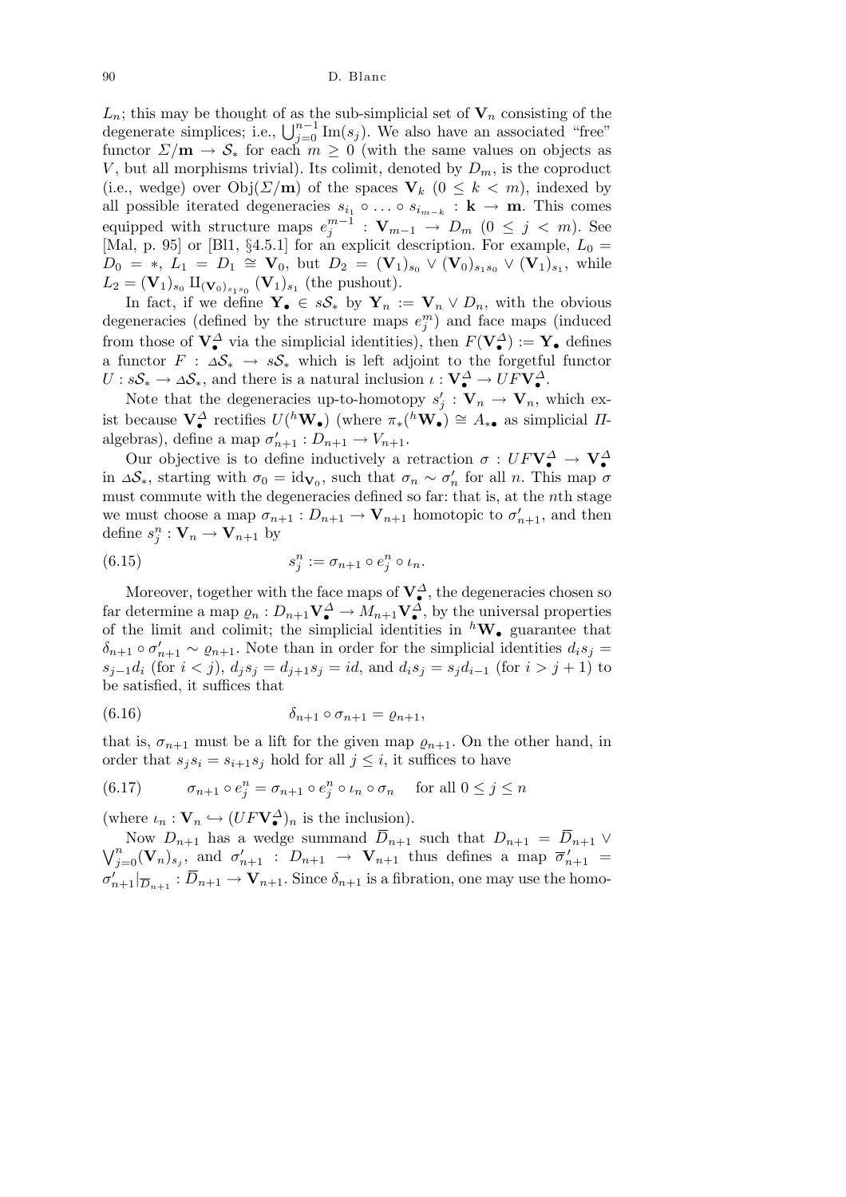$L_n$; this may be thought of as the sub-simplicial set of $\mathbf{V}_n$ consisting of the degenerate simplices; i.e., $\bigcup_{j=0}^{n-1} \operatorname{Im}(s_j)$. We also have an associated "free" functor $\Sigma/\mathbf{m} \to \mathcal{S}_*$ for each $m \geq 0$ (with the same values on objects as $V$, but all morphisms trivial). Its colimit, denoted by $D_m$, is the coproduct (i.e., wedge) over $\operatorname{Obj}(\Sigma/\mathbf{m})$ of the spaces $\mathbf{V}_k$ $(0 \leq k < m)$, indexed by all possible iterated degeneracies $s_{i_1} \circ \ldots \circ s_{i_{m-k}} : \mathbf{k} \to \mathbf{m}$. This comes equipped with structure maps $e_j^{m-1} : \mathbf{V}_{m-1} \to D_m$ $(0 \leq j < m)$. See [Mal, p. 95] or [Bl1, §4.5.1] for an explicit description. For example, $L_0 = D_0 = *$, $L_1 = D_1 \cong \mathbf{V}_0$, but $D_2 = (\mathbf{V}_1)_{s_0} \vee (\mathbf{V}_0)_{s_1 s_0} \vee (\mathbf{V}_1)_{s_1}$, while $L_2 = (\mathbf{V}_1)_{s_0} \amalg_{(\mathbf{V}_0)_{s_1 s_0}} (\mathbf{V}_1)_{s_1}$ (the pushout).

In fact, if we define $\mathbf{Y}_\bullet \in s\mathcal{S}_*$ by $\mathbf{Y}_n := \mathbf{V}_n \vee D_n$, with the obvious degeneracies (defined by the structure maps $e_j^m$) and face maps (induced from those of $\mathbf{V}_\bullet^\Delta$ via the simplicial identities), then $F(\mathbf{V}_\bullet^\Delta) := \mathbf{Y}_\bullet$ defines a functor $F : \Delta\mathcal{S}_* \to s\mathcal{S}_*$ which is left adjoint to the forgetful functor $U : s\mathcal{S}_* \to \Delta\mathcal{S}_*$, and there is a natural inclusion $\iota : \mathbf{V}_\bullet^\Delta \to UF\mathbf{V}_\bullet^\Delta$.

Note that the degeneracies up-to-homotopy $s'_j : \mathbf{V}_n \to \mathbf{V}_n$, which exist because $\mathbf{V}_\bullet^\Delta$ rectifies $U({}^h\mathbf{W}_\bullet)$ (where $\pi_*({}^h\mathbf{W}_\bullet) \cong A_{*\bullet}$ as simplicial $\Pi$-algebras), define a map $\sigma'_{n+1} : D_{n+1} \to V_{n+1}$.

Our objective is to define inductively a retraction $\sigma : UF\mathbf{V}_\bullet^\Delta \to \mathbf{V}_\bullet^\Delta$ in $\Delta\mathcal{S}_*$, starting with $\sigma_0 = \mathrm{id}_{\mathbf{V}_0}$, such that $\sigma_n \sim \sigma'_n$ for all $n$. This map $\sigma$ must commute with the degeneracies defined so far: that is, at the $n$th stage we must choose a map $\sigma_{n+1} : D_{n+1} \to \mathbf{V}_{n+1}$ homotopic to $\sigma'_{n+1}$, and then define $s_j^n : \mathbf{V}_n \to \mathbf{V}_{n+1}$ by

$$s_j^n := \sigma_{n+1} \circ e_j^n \circ \iota_n. \tag{6.15}$$

Moreover, together with the face maps of $\mathbf{V}_\bullet^\Delta$, the degeneracies chosen so far determine a map $\varrho_n : D_{n+1}\mathbf{V}_\bullet^\Delta \to M_{n+1}\mathbf{V}_\bullet^\Delta$, by the universal properties of the limit and colimit; the simplicial identities in ${}^h\mathbf{W}_\bullet$ guarantee that $\delta_{n+1} \circ \sigma'_{n+1} \sim \varrho_{n+1}$. Note than in order for the simplicial identities $d_i s_j = s_{j-1} d_i$ (for $i < j$), $d_j s_j = d_{j+1} s_j = id$, and $d_i s_j = s_j d_{i-1}$ (for $i > j+1$) to be satisfied, it suffices that

$$\delta_{n+1} \circ \sigma_{n+1} = \varrho_{n+1}, \tag{6.16}$$

that is, $\sigma_{n+1}$ must be a lift for the given map $\varrho_{n+1}$. On the other hand, in order that $s_j s_i = s_{i+1} s_j$ hold for all $j \leq i$, it suffices to have

$$\sigma_{n+1} \circ e_j^n = \sigma_{n+1} \circ e_j^n \circ \iota_n \circ \sigma_n \quad \text{for all } 0 \leq j \leq n \tag{6.17}$$

(where $\iota_n : \mathbf{V}_n \hookrightarrow (UF\mathbf{V}_\bullet^\Delta)_n$ is the inclusion).

Now $D_{n+1}$ has a wedge summand $\overline{D}_{n+1}$ such that $D_{n+1} = \overline{D}_{n+1} \vee \bigvee_{j=0}^n (\mathbf{V}_n)_{s_j}$, and $\sigma'_{n+1} : D_{n+1} \to \mathbf{V}_{n+1}$ thus defines a map $\overline{\sigma}'_{n+1} = \sigma'_{n+1}|_{\overline{D}_{n+1}} : \overline{D}_{n+1} \to \mathbf{V}_{n+1}$. Since $\delta_{n+1}$ is a fibration, one may use the homo-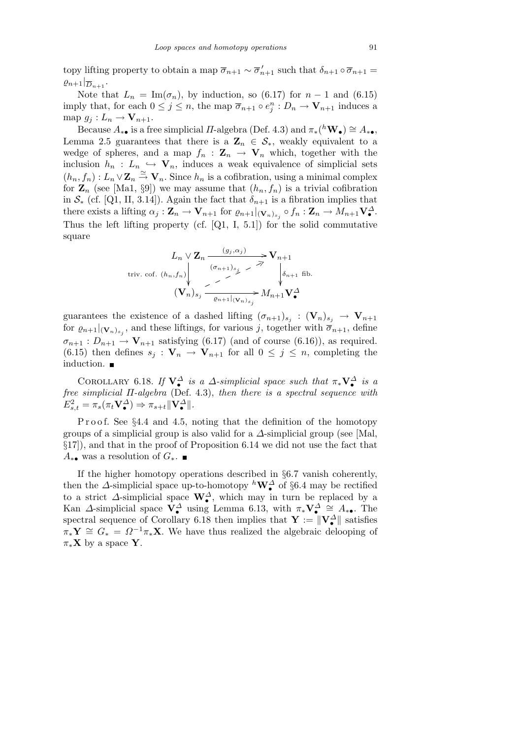topy lifting property to obtain a map $\overline{\sigma}_{n+1} \sim \overline{\sigma}'_{n+1}$ such that $\delta_{n+1} \circ \overline{\sigma}_{n+1} = \varrho_{n+1}|_{\overline{D}_{n+1}}$.

Note that $L_n = \mathrm{Im}(\sigma_n)$, by induction, so (6.17) for $n-1$ and (6.15) imply that, for each $0 \leq j \leq n$, the map $\overline{\sigma}_{n+1} \circ e^n_j : D_n \to \mathbf{V}_{n+1}$ induces a map $g_j : L_n \to \mathbf{V}_{n+1}$.

Because $A_{*\bullet}$ is a free simplicial $\Pi$-algebra (Def. 4.3) and $\pi_*({}^h\mathbf{W}_\bullet) \cong A_{*\bullet}$, Lemma 2.5 guarantees that there is a $\mathbf{Z}_n \in \mathcal{S}_*$, weakly equivalent to a wedge of spheres, and a map $f_n : \mathbf{Z}_n \to \mathbf{V}_n$ which, together with the inclusion $h_n : L_n \hookrightarrow \mathbf{V}_n$, induces a weak equivalence of simplicial sets $(h_n, f_n) : L_n \vee \mathbf{Z}_n \xrightarrow{\simeq} \mathbf{V}_n$. Since $h_n$ is a cofibration, using a minimal complex for $\mathbf{Z}_n$ (see [Ma1, §9]) we may assume that $(h_n, f_n)$ is a trivial cofibration in $\mathcal{S}_*$ (cf. [Q1, II, 3.14]). Again the fact that $\delta_{n+1}$ is a fibration implies that there exists a lifting $\alpha_j : \mathbf{Z}_n \to \mathbf{V}_{n+1}$ for $\varrho_{n+1}|_{(\mathbf{V}_n)_{s_j}} \circ f_n : \mathbf{Z}_n \to M_{n+1}\mathbf{V}^\Delta_\bullet$. Thus the left lifting property (cf. [Q1, I, 5.1]) for the solid commutative square

$$\begin{array}{ccc}
L_n \vee \mathbf{Z}_n & \xrightarrow{(g_j,\alpha_j)} & \mathbf{V}_{n+1} \\
{\scriptstyle \text{triv. cof. } (h_n,f_n)} \downarrow & \overset{(\sigma_{n+1})_{s_j}}{\nearrow} & \downarrow {\scriptstyle \delta_{n+1} \text{ fib.}} \\
(\mathbf{V}_n)_{s_j} & \xrightarrow[\varrho_{n+1}|_{(\mathbf{V}_n)_{s_j}}]{} & M_{n+1}\mathbf{V}^\Delta_\bullet
\end{array}$$

guarantees the existence of a dashed lifting $(\sigma_{n+1})_{s_j} : (\mathbf{V}_n)_{s_j} \to \mathbf{V}_{n+1}$ for $\varrho_{n+1}|_{(\mathbf{V}_n)_{s_j}}$, and these liftings, for various $j$, together with $\overline{\sigma}_{n+1}$, define $\sigma_{n+1} : D_{n+1} \to \mathbf{V}_{n+1}$ satisfying (6.17) (and of course (6.16)), as required. (6.15) then defines $s_j : \mathbf{V}_n \to \mathbf{V}_{n+1}$ for all $0 \leq j \leq n$, completing the induction. ∎

COROLLARY 6.18. *If $\mathbf{V}^\Delta_\bullet$ is a $\Delta$-simplicial space such that $\pi_*\mathbf{V}^\Delta_\bullet$ is a free simplicial $\Pi$-algebra* (Def. 4.3), *then there is a spectral sequence with* $E^2_{s,t} = \pi_s(\pi_t\mathbf{V}^\Delta_\bullet) \Rightarrow \pi_{s+t}\|\mathbf{V}^\Delta_\bullet\|$.

Proof. See §4.4 and 4.5, noting that the definition of the homotopy groups of a simplicial group is also valid for a $\Delta$-simplicial group (see [Mal, §17]), and that in the proof of Proposition 6.14 we did not use the fact that $A_{*\bullet}$ was a resolution of $G_*$. ∎

If the higher homotopy operations described in §6.7 vanish coherently, then the $\Delta$-simplicial space up-to-homotopy ${}^h\mathbf{W}^\Delta_\bullet$ of §6.4 may be rectified to a strict $\Delta$-simplicial space $\mathbf{W}^\Delta_\bullet$, which may in turn be replaced by a Kan $\Delta$-simplicial space $\mathbf{V}^\Delta_\bullet$ using Lemma 6.13, with $\pi_*\mathbf{V}^\Delta_\bullet \cong A_{*\bullet}$. The spectral sequence of Corollary 6.18 then implies that $\mathbf{Y} := \|\mathbf{V}^\Delta_\bullet\|$ satisfies $\pi_*\mathbf{Y} \cong G_* = \Omega^{-1}\pi_*\mathbf{X}$. We have thus realized the algebraic delooping of $\pi_*\mathbf{X}$ by a space $\mathbf{Y}$.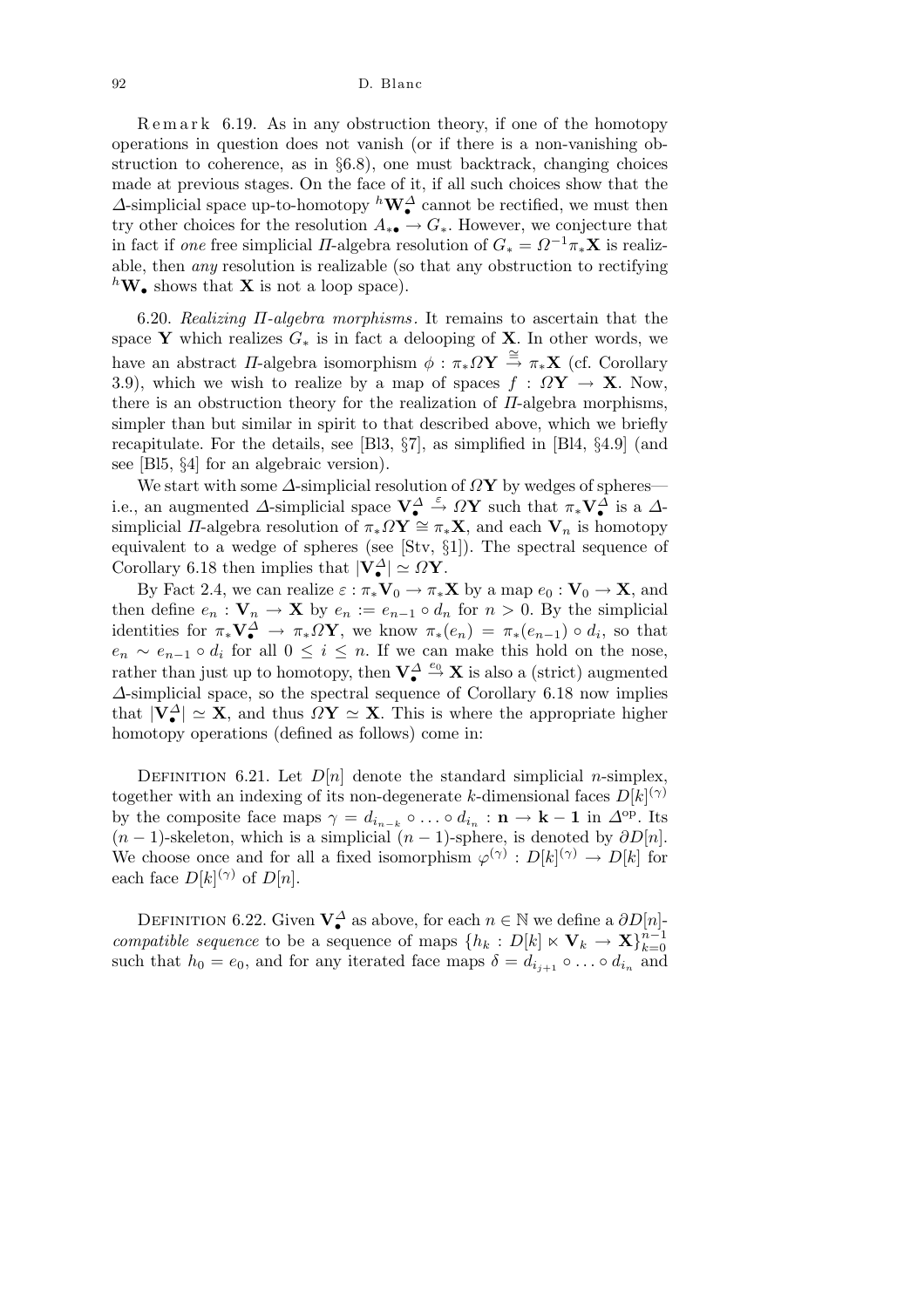Remark 6.19. As in any obstruction theory, if one of the homotopy operations in question does not vanish (or if there is a non-vanishing obstruction to coherence, as in §6.8), one must backtrack, changing choices made at previous stages. On the face of it, if all such choices show that the $\Delta$-simplicial space up-to-homotopy ${}^{h}\mathbf{W}^{\Delta}_{\bullet}$ cannot be rectified, we must then try other choices for the resolution $A_{*\bullet} \to G_*$. However, we conjecture that in fact if *one* free simplicial $\Pi$-algebra resolution of $G_* = \Omega^{-1}\pi_*\mathbf{X}$ is realizable, then *any* resolution is realizable (so that any obstruction to rectifying ${}^{h}\mathbf{W}_{\bullet}$ shows that $\mathbf{X}$ is not a loop space).

6.20. *Realizing $\Pi$-algebra morphisms*. It remains to ascertain that the space $\mathbf{Y}$ which realizes $G_*$ is in fact a delooping of $\mathbf{X}$. In other words, we have an abstract $\Pi$-algebra isomorphism $\phi : \pi_*\Omega\mathbf{Y} \xrightarrow{\cong} \pi_*\mathbf{X}$ (cf. Corollary 3.9), which we wish to realize by a map of spaces $f : \Omega\mathbf{Y} \to \mathbf{X}$. Now, there is an obstruction theory for the realization of $\Pi$-algebra morphisms, simpler than but similar in spirit to that described above, which we briefly recapitulate. For the details, see [Bl3, §7], as simplified in [Bl4, §4.9] (and see [Bl5, §4] for an algebraic version).

We start with some $\Delta$-simplicial resolution of $\Omega\mathbf{Y}$ by wedges of spheres—i.e., an augmented $\Delta$-simplicial space $\mathbf{V}^{\Delta}_{\bullet} \xrightarrow{\varepsilon} \Omega\mathbf{Y}$ such that $\pi_*\mathbf{V}^{\Delta}_{\bullet}$ is a $\Delta$-simplicial $\Pi$-algebra resolution of $\pi_*\Omega\mathbf{Y} \cong \pi_*\mathbf{X}$, and each $\mathbf{V}_n$ is homotopy equivalent to a wedge of spheres (see [Stv, §1]). The spectral sequence of Corollary 6.18 then implies that $|\mathbf{V}^{\Delta}_{\bullet}| \simeq \Omega\mathbf{Y}$.

By Fact 2.4, we can realize $\varepsilon : \pi_*\mathbf{V}_0 \to \pi_*\mathbf{X}$ by a map $e_0 : \mathbf{V}_0 \to \mathbf{X}$, and then define $e_n : \mathbf{V}_n \to \mathbf{X}$ by $e_n := e_{n-1} \circ d_n$ for $n > 0$. By the simplicial identities for $\pi_*\mathbf{V}^{\Delta}_{\bullet} \to \pi_*\Omega\mathbf{Y}$, we know $\pi_*(e_n) = \pi_*(e_{n-1}) \circ d_i$, so that $e_n \sim e_{n-1} \circ d_i$ for all $0 \le i \le n$. If we can make this hold on the nose, rather than just up to homotopy, then $\mathbf{V}^{\Delta}_{\bullet} \xrightarrow{e_0} \mathbf{X}$ is also a (strict) augmented $\Delta$-simplicial space, so the spectral sequence of Corollary 6.18 now implies that $|\mathbf{V}^{\Delta}_{\bullet}| \simeq \mathbf{X}$, and thus $\Omega\mathbf{Y} \simeq \mathbf{X}$. This is where the appropriate higher homotopy operations (defined as follows) come in:

Definition 6.21. Let $D[n]$ denote the standard simplicial $n$-simplex, together with an indexing of its non-degenerate $k$-dimensional faces $D[k]^{(\gamma)}$ by the composite face maps $\gamma = d_{i_{n-k}} \circ \ldots \circ d_{i_n} : \mathbf{n} \to \mathbf{k-1}$ in $\Delta^{\mathrm{op}}$. Its $(n-1)$-skeleton, which is a simplicial $(n-1)$-sphere, is denoted by $\partial D[n]$. We choose once and for all a fixed isomorphism $\varphi^{(\gamma)} : D[k]^{(\gamma)} \to D[k]$ for each face $D[k]^{(\gamma)}$ of $D[n]$.

Definition 6.22. Given $\mathbf{V}^{\Delta}_{\bullet}$ as above, for each $n \in \mathbb{N}$ we define a $\partial D[n]$-*compatible sequence* to be a sequence of maps $\{h_k : D[k] \ltimes \mathbf{V}_k \to \mathbf{X}\}_{k=0}^{n-1}$ such that $h_0 = e_0$, and for any iterated face maps $\delta = d_{i_{j+1}} \circ \ldots \circ d_{i_n}$ and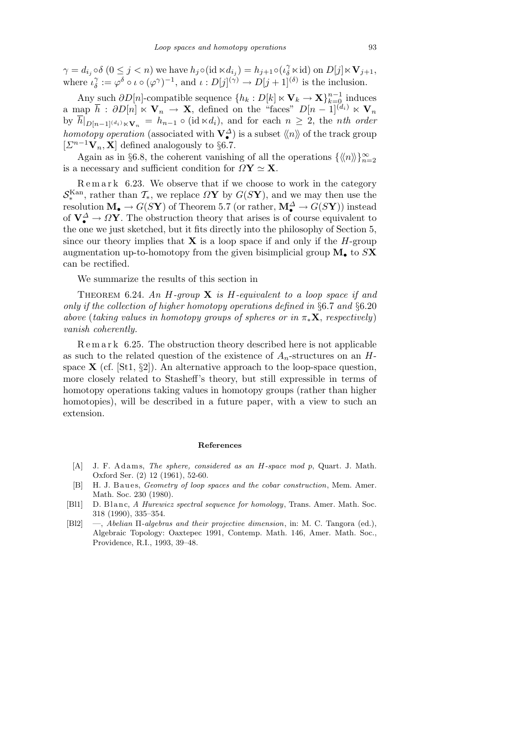$\gamma = d_{i_j} \circ \delta$ $(0 \le j < n)$ we have $h_j \circ (\mathrm{id} \ltimes d_{i_j}) = h_{j+1} \circ (\iota_\delta^\gamma \ltimes \mathrm{id})$ on $D[j] \ltimes \mathbf{V}_{j+1}$, where $\iota_\delta^\gamma := \varphi^\delta \circ \iota \circ (\varphi^\gamma)^{-1}$, and $\iota : D[j]^{(\gamma)} \to D[j+1]^{(\delta)}$ is the inclusion.

Any such $\partial D[n]$-compatible sequence $\{h_k : D[k] \ltimes \mathbf{V}_k \to \mathbf{X}\}_{k=0}^{n-1}$ induces a map $\overline{h} : \partial D[n] \ltimes \mathbf{V}_n \to \mathbf{X}$, defined on the "faces" $D[n-1]^{(d_i)} \ltimes \mathbf{V}_n$ by $\overline{h}|_{D[n-1]^{(d_i)} \ltimes \mathbf{V}_n} = h_{n-1} \circ (\mathrm{id} \ltimes d_i)$, and for each $n \ge 2$, the *nth order homotopy operation* (associated with $\mathbf{V}_\bullet^\Delta$) is a subset $\langle\langle n \rangle\rangle$ of the track group $[\Sigma^{n-1}\mathbf{V}_n, \mathbf{X}]$ defined analogously to §6.7.

Again as in §6.8, the coherent vanishing of all the operations $\{\langle\langle n \rangle\rangle\}_{n=2}^\infty$ is a necessary and sufficient condition for $\Omega\mathbf{Y} \simeq \mathbf{X}$.

Remark 6.23. We observe that if we choose to work in the category $\mathcal{S}_*^{\mathrm{Kan}}$, rather than $\mathcal{T}_*$, we replace $\Omega\mathbf{Y}$ by $G(S\mathbf{Y})$, and we may then use the resolution $\mathbf{M}_\bullet \to G(S\mathbf{Y})$ of Theorem 5.7 (or rather, $\mathbf{M}_\bullet^\Delta \to G(S\mathbf{Y})$) instead of $\mathbf{V}_\bullet^\Delta \to \Omega\mathbf{Y}$. The obstruction theory that arises is of course equivalent to the one we just sketched, but it fits directly into the philosophy of Section 5, since our theory implies that $\mathbf{X}$ is a loop space if and only if the $H$-group augmentation up-to-homotopy from the given bisimplicial group $\mathbf{M}_\bullet$ to $S\mathbf{X}$ can be rectified.

We summarize the results of this section in

Theorem 6.24. *An $H$-group $\mathbf{X}$ is $H$-equivalent to a loop space if and only if the collection of higher homotopy operations defined in* §6.7 *and* §6.20 *above* (*taking values in homotopy groups of spheres or in $\pi_*\mathbf{X}$, respectively*) *vanish coherently.*

Remark 6.25. The obstruction theory described here is not applicable as such to the related question of the existence of $A_n$-structures on an $H$-space $\mathbf{X}$ (cf. [St1, §2]). An alternative approach to the loop-space question, more closely related to Stasheff's theory, but still expressible in terms of homotopy operations taking values in homotopy groups (rather than higher homotopies), will be described in a future paper, with a view to such an extension.

## References

[A] J. F. Adams, *The sphere, considered as an H-space mod p*, Quart. J. Math. Oxford Ser. (2) 12 (1961), 52-60.

[B] H. J. Baues, *Geometry of loop spaces and the cobar construction*, Mem. Amer. Math. Soc. 230 (1980).

[Bl1] D. Blanc, *A Hurewicz spectral sequence for homology*, Trans. Amer. Math. Soc. 318 (1990), 335–354.

[Bl2] —, *Abelian* Π-*algebras and their projective dimension*, in: M. C. Tangora (ed.), Algebraic Topology: Oaxtepec 1991, Contemp. Math. 146, Amer. Math. Soc., Providence, R.I., 1993, 39–48.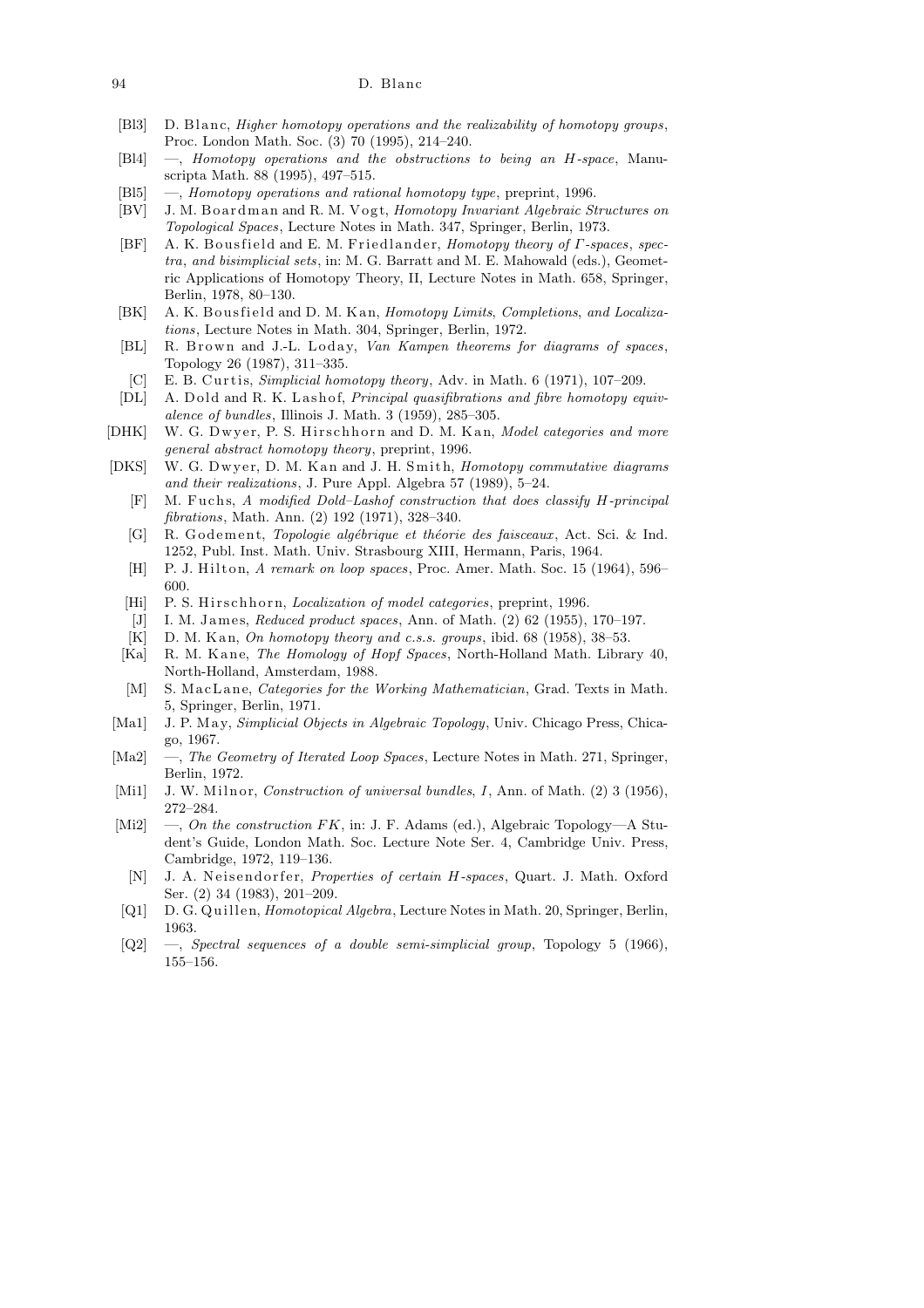[Bl3] D. Blanc, *Higher homotopy operations and the realizability of homotopy groups*, Proc. London Math. Soc. (3) 70 (1995), 214–240.

[Bl4] —, *Homotopy operations and the obstructions to being an H-space*, Manuscripta Math. 88 (1995), 497–515.

[Bl5] —, *Homotopy operations and rational homotopy type*, preprint, 1996.

[BV] J. M. Boardman and R. M. Vogt, *Homotopy Invariant Algebraic Structures on Topological Spaces*, Lecture Notes in Math. 347, Springer, Berlin, 1973.

[BF] A. K. Bousfield and E. M. Friedlander, *Homotopy theory of Γ-spaces, spectra, and bisimplicial sets*, in: M. G. Barratt and M. E. Mahowald (eds.), Geometric Applications of Homotopy Theory, II, Lecture Notes in Math. 658, Springer, Berlin, 1978, 80–130.

[BK] A. K. Bousfield and D. M. Kan, *Homotopy Limits, Completions, and Localizations*, Lecture Notes in Math. 304, Springer, Berlin, 1972.

[BL] R. Brown and J.-L. Loday, *Van Kampen theorems for diagrams of spaces*, Topology 26 (1987), 311–335.

[C] E. B. Curtis, *Simplicial homotopy theory*, Adv. in Math. 6 (1971), 107–209.

[DL] A. Dold and R. K. Lashof, *Principal quasifibrations and fibre homotopy equivalence of bundles*, Illinois J. Math. 3 (1959), 285–305.

[DHK] W. G. Dwyer, P. S. Hirschhorn and D. M. Kan, *Model categories and more general abstract homotopy theory*, preprint, 1996.

[DKS] W. G. Dwyer, D. M. Kan and J. H. Smith, *Homotopy commutative diagrams and their realizations*, J. Pure Appl. Algebra 57 (1989), 5–24.

[F] M. Fuchs, *A modified Dold–Lashof construction that does classify H-principal fibrations*, Math. Ann. (2) 192 (1971), 328–340.

[G] R. Godement, *Topologie algébrique et théorie des faisceaux*, Act. Sci. & Ind. 1252, Publ. Inst. Math. Univ. Strasbourg XIII, Hermann, Paris, 1964.

[H] P. J. Hilton, *A remark on loop spaces*, Proc. Amer. Math. Soc. 15 (1964), 596–600.

[Hi] P. S. Hirschhorn, *Localization of model categories*, preprint, 1996.

[J] I. M. James, *Reduced product spaces*, Ann. of Math. (2) 62 (1955), 170–197.

[K] D. M. Kan, *On homotopy theory and c.s.s. groups*, ibid. 68 (1958), 38–53.

[Ka] R. M. Kane, *The Homology of Hopf Spaces*, North-Holland Math. Library 40, North-Holland, Amsterdam, 1988.

[M] S. MacLane, *Categories for the Working Mathematician*, Grad. Texts in Math. 5, Springer, Berlin, 1971.

[Ma1] J. P. May, *Simplicial Objects in Algebraic Topology*, Univ. Chicago Press, Chicago, 1967.

[Ma2] —, *The Geometry of Iterated Loop Spaces*, Lecture Notes in Math. 271, Springer, Berlin, 1972.

[Mi1] J. W. Milnor, *Construction of universal bundles, I*, Ann. of Math. (2) 3 (1956), 272–284.

[Mi2] —, *On the construction FK*, in: J. F. Adams (ed.), Algebraic Topology—A Student's Guide, London Math. Soc. Lecture Note Ser. 4, Cambridge Univ. Press, Cambridge, 1972, 119–136.

[N] J. A. Neisendorfer, *Properties of certain H-spaces*, Quart. J. Math. Oxford Ser. (2) 34 (1983), 201–209.

[Q1] D. G. Quillen, *Homotopical Algebra*, Lecture Notes in Math. 20, Springer, Berlin, 1963.

[Q2] —, *Spectral sequences of a double semi-simplicial group*, Topology 5 (1966), 155–156.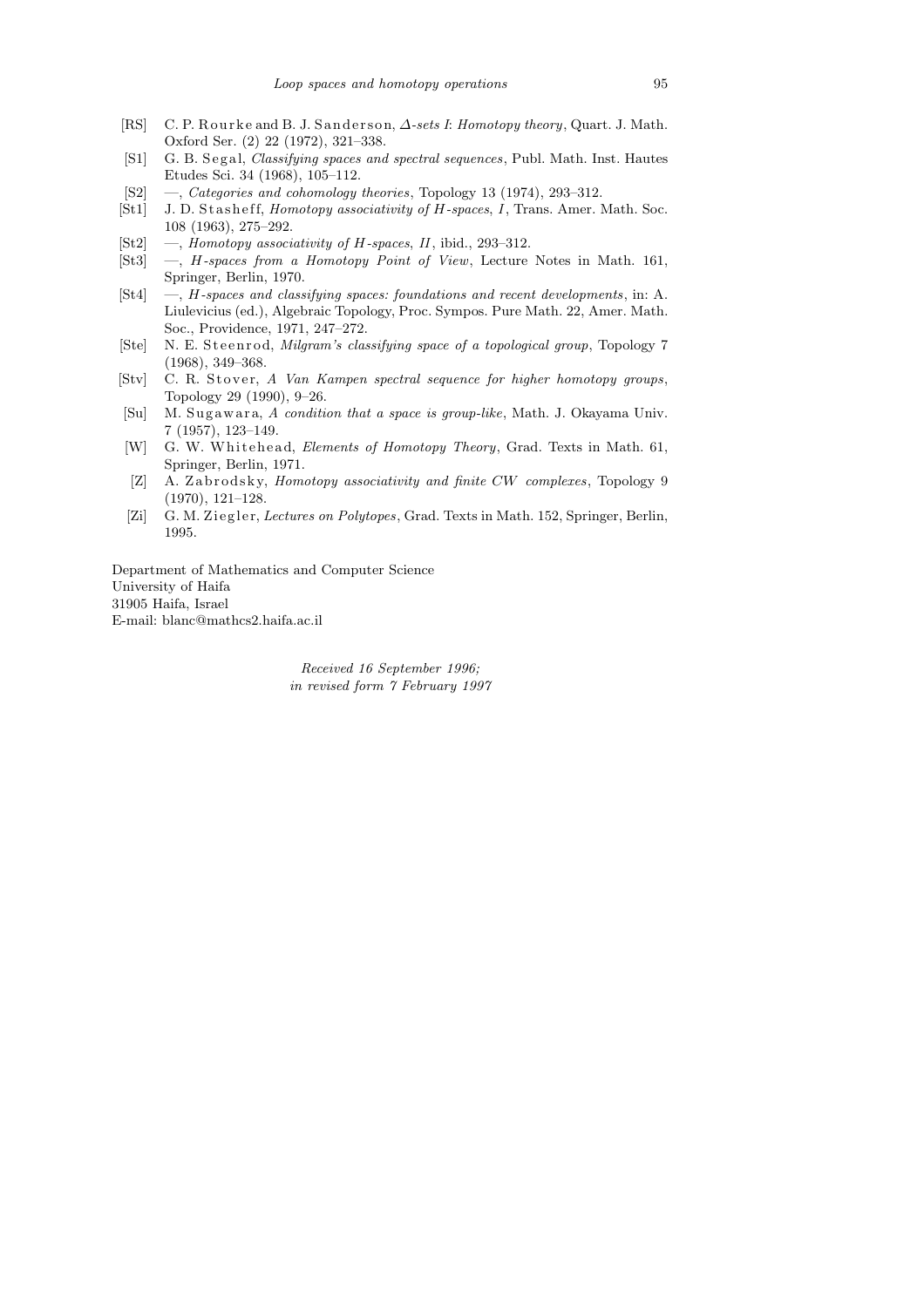[RS] C. P. Rourke and B. J. Sanderson, *Δ-sets I: Homotopy theory*, Quart. J. Math. Oxford Ser. (2) 22 (1972), 321–338.

[S1] G. B. Segal, *Classifying spaces and spectral sequences*, Publ. Math. Inst. Hautes Etudes Sci. 34 (1968), 105–112.

[S2] —, *Categories and cohomology theories*, Topology 13 (1974), 293–312.

[St1] J. D. Stasheff, *Homotopy associativity of H-spaces, I*, Trans. Amer. Math. Soc. 108 (1963), 275–292.

[St2] —, *Homotopy associativity of H-spaces, II*, ibid., 293–312.

[St3] —, *H-spaces from a Homotopy Point of View*, Lecture Notes in Math. 161, Springer, Berlin, 1970.

[St4] —, *H-spaces and classifying spaces: foundations and recent developments*, in: A. Liulevicius (ed.), Algebraic Topology, Proc. Sympos. Pure Math. 22, Amer. Math. Soc., Providence, 1971, 247–272.

[Ste] N. E. Steenrod, *Milgram's classifying space of a topological group*, Topology 7 (1968), 349–368.

[Stv] C. R. Stover, *A Van Kampen spectral sequence for higher homotopy groups*, Topology 29 (1990), 9–26.

[Su] M. Sugawara, *A condition that a space is group-like*, Math. J. Okayama Univ. 7 (1957), 123–149.

[W] G. W. Whitehead, *Elements of Homotopy Theory*, Grad. Texts in Math. 61, Springer, Berlin, 1971.

[Z] A. Zabrodsky, *Homotopy associativity and finite CW complexes*, Topology 9 (1970), 121–128.

[Zi] G. M. Ziegler, *Lectures on Polytopes*, Grad. Texts in Math. 152, Springer, Berlin, 1995.

Department of Mathematics and Computer Science
University of Haifa
31905 Haifa, Israel
E-mail: blanc@mathcs2.haifa.ac.il

*Received 16 September 1996;*
*in revised form 7 February 1997*